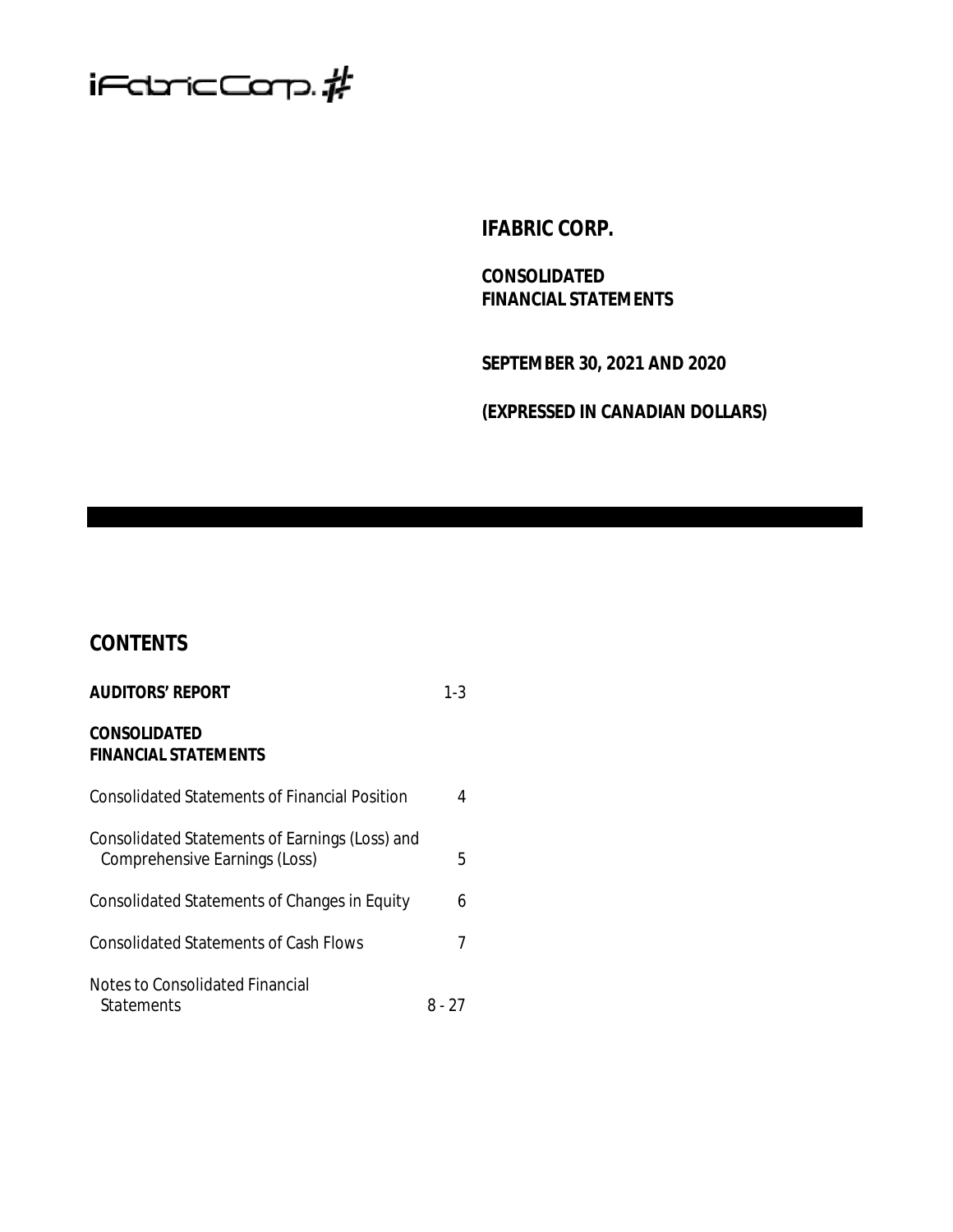iFabricCorp.#

# IFABRIC CORP.

**CONSOLIDATED FINANCIAL STATEMENTS**

**SEPTEMBER 30, 2021 AND 2020**

**(EXPRESSED IN CANADIAN DOLLARS)**

## CONTENTS

| | |
|---|---|
| **AUDITORS' REPORT** | 1-3 |
| **CONSOLIDATED FINANCIAL STATEMENTS** | |
| Consolidated Statements of Financial Position | 4 |
| Consolidated Statements of Earnings (Loss) and Comprehensive Earnings (Loss) | 5 |
| Consolidated Statements of Changes in Equity | 6 |
| Consolidated Statements of Cash Flows | 7 |
| Notes to Consolidated Financial Statements | 8 - 27 |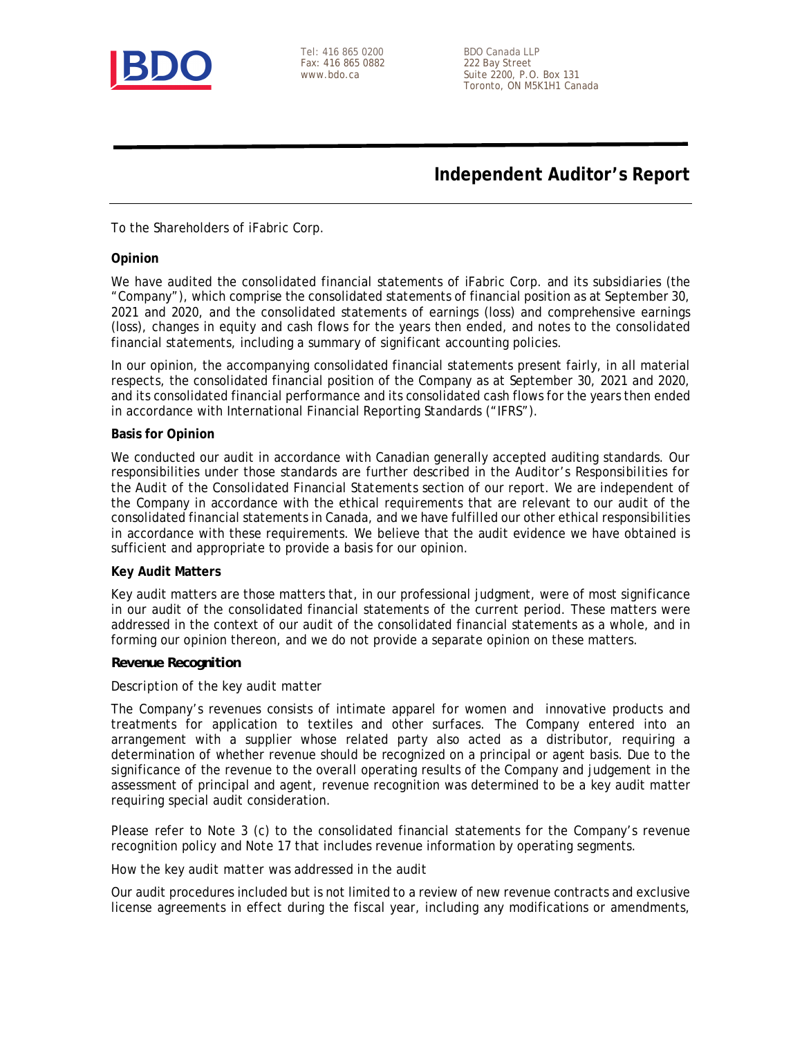Tel: 416 865 0200
Fax: 416 865 0882
www.bdo.ca

BDO Canada LLP
222 Bay Street
Suite 2200, P.O. Box 131
Toronto, ON M5K1H1 Canada

# Independent Auditor's Report

To the Shareholders of iFabric Corp.

**Opinion**

We have audited the consolidated financial statements of iFabric Corp. and its subsidiaries (the "Company"), which comprise the consolidated statements of financial position as at September 30, 2021 and 2020, and the consolidated statements of earnings (loss) and comprehensive earnings (loss), changes in equity and cash flows for the years then ended, and notes to the consolidated financial statements, including a summary of significant accounting policies.

In our opinion, the accompanying consolidated financial statements present fairly, in all material respects, the consolidated financial position of the Company as at September 30, 2021 and 2020, and its consolidated financial performance and its consolidated cash flows for the years then ended in accordance with International Financial Reporting Standards ("IFRS").

**Basis for Opinion**

We conducted our audit in accordance with Canadian generally accepted auditing standards. Our responsibilities under those standards are further described in the *Auditor's Responsibilities for the Audit of the Consolidated Financial Statements* section of our report. We are independent of the Company in accordance with the ethical requirements that are relevant to our audit of the consolidated financial statements in Canada, and we have fulfilled our other ethical responsibilities in accordance with these requirements. We believe that the audit evidence we have obtained is sufficient and appropriate to provide a basis for our opinion.

**Key Audit Matters**

Key audit matters are those matters that, in our professional judgment, were of most significance in our audit of the consolidated financial statements of the current period. These matters were addressed in the context of our audit of the consolidated financial statements as a whole, and in forming our opinion thereon, and we do not provide a separate opinion on these matters.

***Revenue Recognition***

*Description of the key audit matter*

The Company's revenues consists of intimate apparel for women and innovative products and treatments for application to textiles and other surfaces. The Company entered into an arrangement with a supplier whose related party also acted as a distributor, requiring a determination of whether revenue should be recognized on a principal or agent basis. Due to the significance of the revenue to the overall operating results of the Company and judgement in the assessment of principal and agent, revenue recognition was determined to be a key audit matter requiring special audit consideration.

Please refer to Note 3 (c) to the consolidated financial statements for the Company's revenue recognition policy and Note 17 that includes revenue information by operating segments.

*How the key audit matter was addressed in the audit*

Our audit procedures included but is not limited to a review of new revenue contracts and exclusive license agreements in effect during the fiscal year, including any modifications or amendments,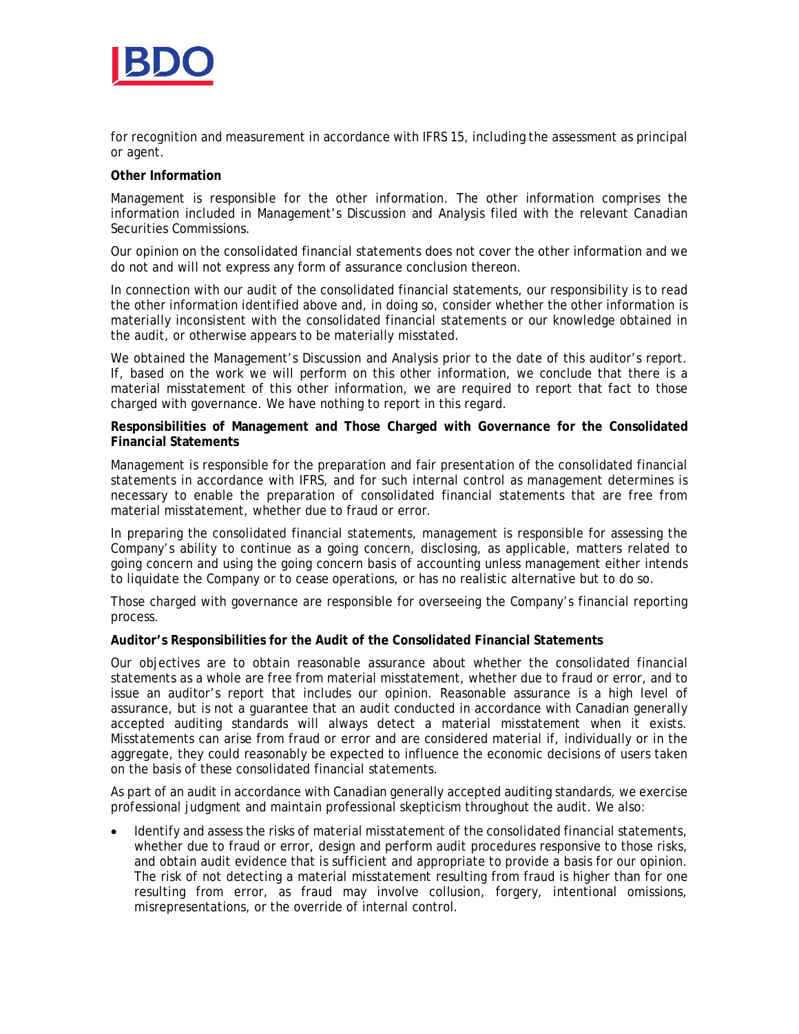for recognition and measurement in accordance with IFRS 15, including the assessment as principal or agent.

**Other Information**

Management is responsible for the other information. The other information comprises the information included in Management's Discussion and Analysis filed with the relevant Canadian Securities Commissions.

Our opinion on the consolidated financial statements does not cover the other information and we do not and will not express any form of assurance conclusion thereon.

In connection with our audit of the consolidated financial statements, our responsibility is to read the other information identified above and, in doing so, consider whether the other information is materially inconsistent with the consolidated financial statements or our knowledge obtained in the audit, or otherwise appears to be materially misstated.

We obtained the Management's Discussion and Analysis prior to the date of this auditor's report. If, based on the work we will perform on this other information, we conclude that there is a material misstatement of this other information, we are required to report that fact to those charged with governance. We have nothing to report in this regard.

**Responsibilities of Management and Those Charged with Governance for the Consolidated Financial Statements**

Management is responsible for the preparation and fair presentation of the consolidated financial statements in accordance with IFRS, and for such internal control as management determines is necessary to enable the preparation of consolidated financial statements that are free from material misstatement, whether due to fraud or error.

In preparing the consolidated financial statements, management is responsible for assessing the Company's ability to continue as a going concern, disclosing, as applicable, matters related to going concern and using the going concern basis of accounting unless management either intends to liquidate the Company or to cease operations, or has no realistic alternative but to do so.

Those charged with governance are responsible for overseeing the Company's financial reporting process.

**Auditor's Responsibilities for the Audit of the Consolidated Financial Statements**

Our objectives are to obtain reasonable assurance about whether the consolidated financial statements as a whole are free from material misstatement, whether due to fraud or error, and to issue an auditor's report that includes our opinion. Reasonable assurance is a high level of assurance, but is not a guarantee that an audit conducted in accordance with Canadian generally accepted auditing standards will always detect a material misstatement when it exists. Misstatements can arise from fraud or error and are considered material if, individually or in the aggregate, they could reasonably be expected to influence the economic decisions of users taken on the basis of these consolidated financial statements.

As part of an audit in accordance with Canadian generally accepted auditing standards, we exercise professional judgment and maintain professional skepticism throughout the audit. We also:

- Identify and assess the risks of material misstatement of the consolidated financial statements, whether due to fraud or error, design and perform audit procedures responsive to those risks, and obtain audit evidence that is sufficient and appropriate to provide a basis for our opinion. The risk of not detecting a material misstatement resulting from fraud is higher than for one resulting from error, as fraud may involve collusion, forgery, intentional omissions, misrepresentations, or the override of internal control.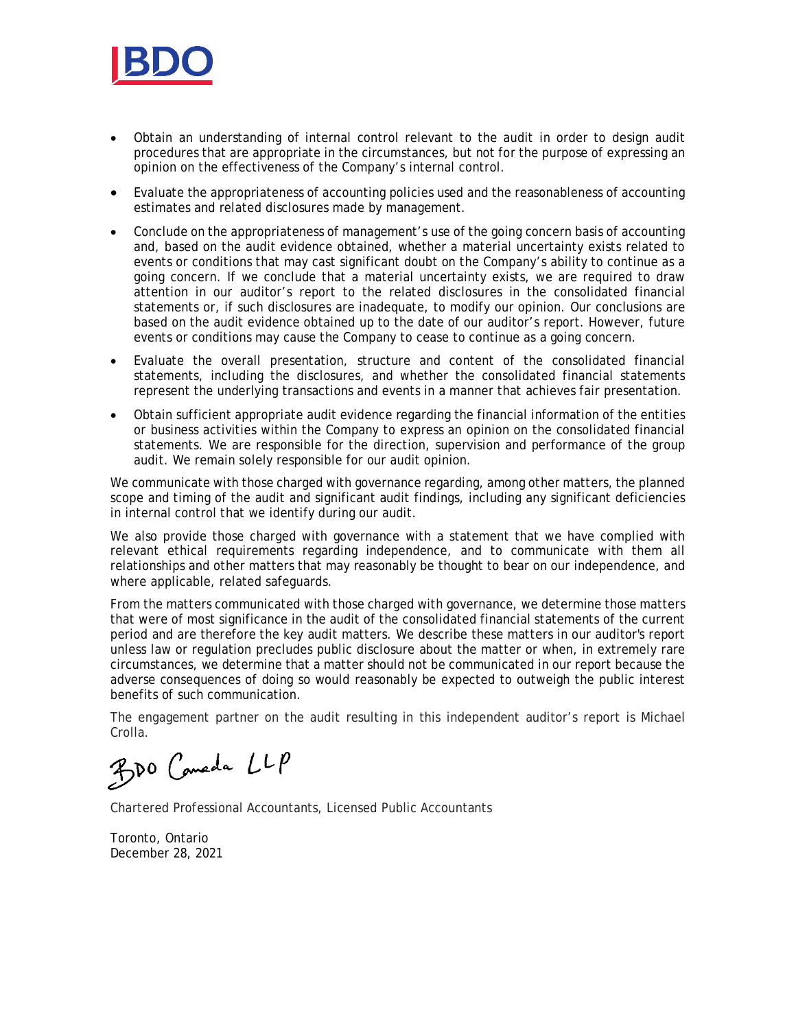- Obtain an understanding of internal control relevant to the audit in order to design audit procedures that are appropriate in the circumstances, but not for the purpose of expressing an opinion on the effectiveness of the Company's internal control.
- Evaluate the appropriateness of accounting policies used and the reasonableness of accounting estimates and related disclosures made by management.
- Conclude on the appropriateness of management's use of the going concern basis of accounting and, based on the audit evidence obtained, whether a material uncertainty exists related to events or conditions that may cast significant doubt on the Company's ability to continue as a going concern. If we conclude that a material uncertainty exists, we are required to draw attention in our auditor's report to the related disclosures in the consolidated financial statements or, if such disclosures are inadequate, to modify our opinion. Our conclusions are based on the audit evidence obtained up to the date of our auditor's report. However, future events or conditions may cause the Company to cease to continue as a going concern.
- Evaluate the overall presentation, structure and content of the consolidated financial statements, including the disclosures, and whether the consolidated financial statements represent the underlying transactions and events in a manner that achieves fair presentation.
- Obtain sufficient appropriate audit evidence regarding the financial information of the entities or business activities within the Company to express an opinion on the consolidated financial statements. We are responsible for the direction, supervision and performance of the group audit. We remain solely responsible for our audit opinion.

We communicate with those charged with governance regarding, among other matters, the planned scope and timing of the audit and significant audit findings, including any significant deficiencies in internal control that we identify during our audit.

We also provide those charged with governance with a statement that we have complied with relevant ethical requirements regarding independence, and to communicate with them all relationships and other matters that may reasonably be thought to bear on our independence, and where applicable, related safeguards.

From the matters communicated with those charged with governance, we determine those matters that were of most significance in the audit of the consolidated financial statements of the current period and are therefore the key audit matters. We describe these matters in our auditor's report unless law or regulation precludes public disclosure about the matter or when, in extremely rare circumstances, we determine that a matter should not be communicated in our report because the adverse consequences of doing so would reasonably be expected to outweigh the public interest benefits of such communication.

The engagement partner on the audit resulting in this independent auditor's report is Michael Crolla.

BDO Canada LLP

Chartered Professional Accountants, Licensed Public Accountants

Toronto, Ontario
December 28, 2021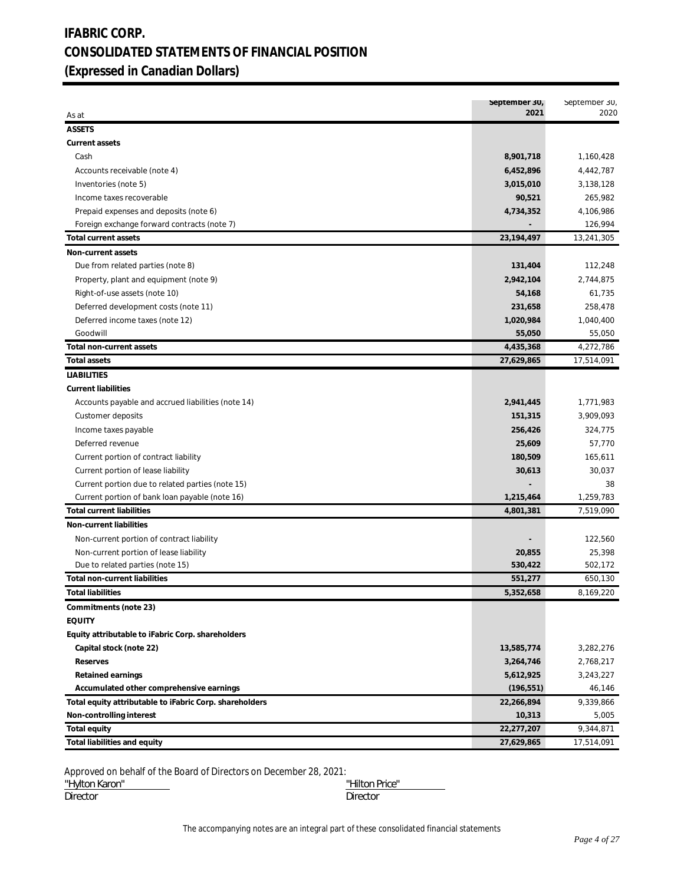# IFABRIC CORP.
# CONSOLIDATED STATEMENTS OF FINANCIAL POSITION
# (Expressed in Canadian Dollars)

| As at | September 30, 2021 | September 30, 2020 |
|---|---|---|
| **ASSETS** | | |
| **Current assets** | | |
| Cash | **8,901,718** | 1,160,428 |
| Accounts receivable (note 4) | **6,452,896** | 4,442,787 |
| Inventories (note 5) | **3,015,010** | 3,138,128 |
| Income taxes recoverable | **90,521** | 265,982 |
| Prepaid expenses and deposits (note 6) | **4,734,352** | 4,106,986 |
| Foreign exchange forward contracts (note 7) | **-** | 126,994 |
| **Total current assets** | **23,194,497** | 13,241,305 |
| **Non-current assets** | | |
| Due from related parties (note 8) | **131,404** | 112,248 |
| Property, plant and equipment (note 9) | **2,942,104** | 2,744,875 |
| Right-of-use assets (note 10) | **54,168** | 61,735 |
| Deferred development costs (note 11) | **231,658** | 258,478 |
| Deferred income taxes (note 12) | **1,020,984** | 1,040,400 |
| Goodwill | **55,050** | 55,050 |
| **Total non-current assets** | **4,435,368** | 4,272,786 |
| **Total assets** | **27,629,865** | 17,514,091 |
| **LIABILITIES** | | |
| **Current liabilities** | | |
| Accounts payable and accrued liabilities (note 14) | **2,941,445** | 1,771,983 |
| Customer deposits | **151,315** | 3,909,093 |
| Income taxes payable | **256,426** | 324,775 |
| Deferred revenue | **25,609** | 57,770 |
| Current portion of contract liability | **180,509** | 165,611 |
| Current portion of lease liability | **30,613** | 30,037 |
| Current portion due to related parties (note 15) | **-** | 38 |
| Current portion of bank loan payable (note 16) | **1,215,464** | 1,259,783 |
| **Total current liabilities** | **4,801,381** | 7,519,090 |
| **Non-current liabilities** | | |
| Non-current portion of contract liability | **-** | 122,560 |
| Non-current portion of lease liability | **20,855** | 25,398 |
| Due to related parties (note 15) | **530,422** | 502,172 |
| **Total non-current liabilities** | **551,277** | 650,130 |
| **Total liabilities** | **5,352,658** | 8,169,220 |
| **Commitments (note 23)** | | |
| **EQUITY** | | |
| **Equity attributable to iFabric Corp. shareholders** | | |
| **Capital stock (note 22)** | **13,585,774** | 3,282,276 |
| **Reserves** | **3,264,746** | 2,768,217 |
| **Retained earnings** | **5,612,925** | 3,243,227 |
| **Accumulated other comprehensive earnings** | **(196,551)** | 46,146 |
| **Total equity attributable to iFabric Corp. shareholders** | **22,266,894** | 9,339,866 |
| **Non-controlling interest** | **10,313** | 5,005 |
| **Total equity** | **22,277,207** | 9,344,871 |
| **Total liabilities and equity** | **27,629,865** | 17,514,091 |

Approved on behalf of the Board of Directors on December 28, 2021:

"Hylton Karon"
Director

"Hilton Price"
Director

The accompanying notes are an integral part of these consolidated financial statements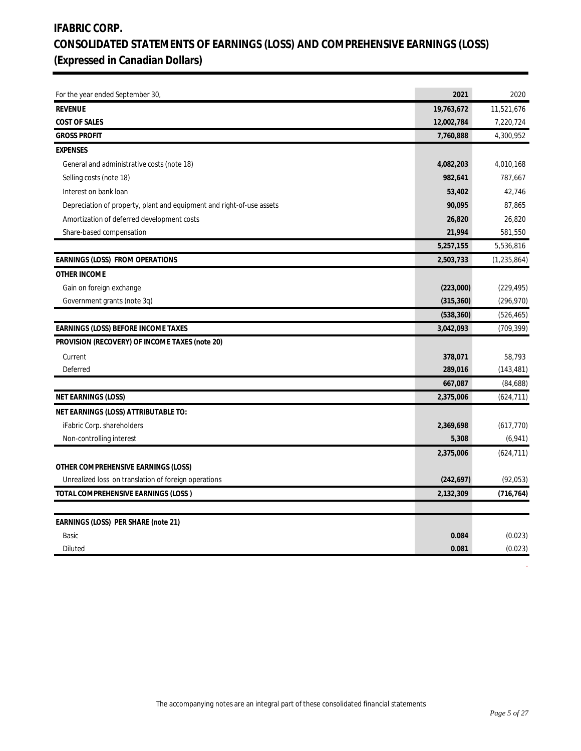# IFABRIC CORP.

# CONSOLIDATED STATEMENTS OF EARNINGS (LOSS) AND COMPREHENSIVE EARNINGS (LOSS)

# (Expressed in Canadian Dollars)

| For the year ended September 30, | 2021 | 2020 |
|---|---|---|
| **REVENUE** | **19,763,672** | 11,521,676 |
| **COST OF SALES** | **12,002,784** | 7,220,724 |
| **GROSS PROFIT** | **7,760,888** | 4,300,952 |
| **EXPENSES** | | |
| General and administrative costs (note 18) | **4,082,203** | 4,010,168 |
| Selling costs (note 18) | **982,641** | 787,667 |
| Interest on bank loan | **53,402** | 42,746 |
| Depreciation of property, plant and equipment and right-of-use assets | **90,095** | 87,865 |
| Amortization of deferred development costs | **26,820** | 26,820 |
| Share-based compensation | **21,994** | 581,550 |
| | **5,257,155** | 5,536,816 |
| **EARNINGS (LOSS) FROM OPERATIONS** | **2,503,733** | (1,235,864) |
| **OTHER INCOME** | | |
| Gain on foreign exchange | **(223,000)** | (229,495) |
| Government grants (note 3q) | **(315,360)** | (296,970) |
| | **(538,360)** | (526,465) |
| **EARNINGS (LOSS) BEFORE INCOME TAXES** | **3,042,093** | (709,399) |
| **PROVISION (RECOVERY) OF INCOME TAXES (note 20)** | | |
| Current | **378,071** | 58,793 |
| Deferred | **289,016** | (143,481) |
| | **667,087** | (84,688) |
| **NET EARNINGS (LOSS)** | **2,375,006** | (624,711) |
| **NET EARNINGS (LOSS) ATTRIBUTABLE TO:** | | |
| iFabric Corp. shareholders | **2,369,698** | (617,770) |
| Non-controlling interest | **5,308** | (6,941) |
| | **2,375,006** | (624,711) |
| **OTHER COMPREHENSIVE EARNINGS (LOSS)** | | |
| Unrealized loss on translation of foreign operations | **(242,697)** | (92,053) |
| **TOTAL COMPREHENSIVE EARNINGS (LOSS )** | **2,132,309** | **(716,764)** |
| | | |
| **EARNINGS (LOSS) PER SHARE (note 21)** | | |
| Basic | **0.084** | (0.023) |
| Diluted | **0.081** | (0.023) |

The accompanying notes are an integral part of these consolidated financial statements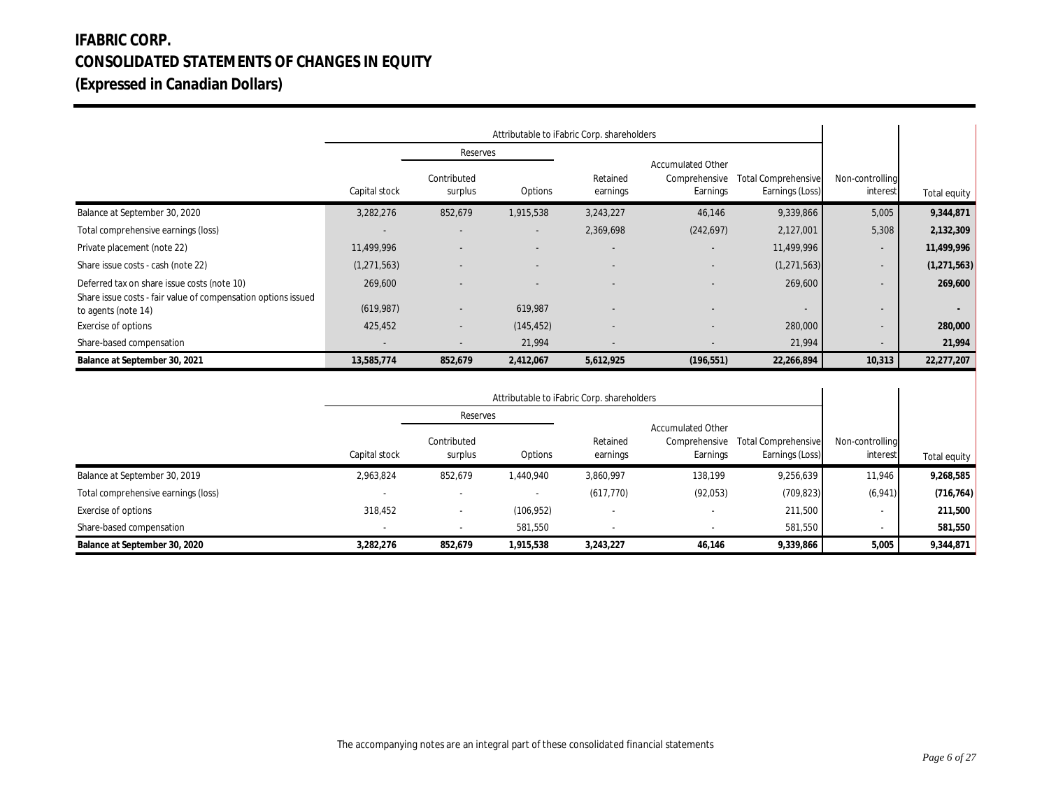# IFABRIC CORP.
# CONSOLIDATED STATEMENTS OF CHANGES IN EQUITY
# (Expressed in Canadian Dollars)

| | Attributable to iFabric Corp. shareholders | | | | | | | |
|---|---|---|---|---|---|---|---|---|
| | | Reserves | | | | | | |
| | Capital stock | Contributed surplus | Options | Retained earnings | Accumulated Other Comprehensive Earnings | Total Comprehensive Earnings (Loss) | Non-controlling interest | Total equity |
| Balance at September 30, 2020 | 3,282,276 | 852,679 | 1,915,538 | 3,243,227 | 46,146 | 9,339,866 | 5,005 | **9,344,871** |
| Total comprehensive earnings (loss) | - | - | - | 2,369,698 | (242,697) | 2,127,001 | 5,308 | **2,132,309** |
| Private placement (note 22) | 11,499,996 | - | - | - | - | 11,499,996 | - | **11,499,996** |
| Share issue costs - cash (note 22) | (1,271,563) | - | - | - | - | (1,271,563) | - | **(1,271,563)** |
| Deferred tax on share issue costs (note 10) | 269,600 | - | - | - | - | 269,600 | - | **269,600** |
| Share issue costs - fair value of compensation options issued to agents (note 14) | (619,987) | - | 619,987 | - | - | - | - | **-** |
| Exercise of options | 425,452 | - | (145,452) | - | - | 280,000 | - | **280,000** |
| Share-based compensation | - | - | 21,994 | - | - | 21,994 | - | **21,994** |
| **Balance at September 30, 2021** | **13,585,774** | **852,679** | **2,412,067** | **5,612,925** | **(196,551)** | **22,266,894** | **10,313** | **22,277,207** |

| | Attributable to iFabric Corp. shareholders | | | | | | | |
|---|---|---|---|---|---|---|---|---|
| | | Reserves | | | | | | |
| | Capital stock | Contributed surplus | Options | Retained earnings | Accumulated Other Comprehensive Earnings | Total Comprehensive Earnings (Loss) | Non-controlling interest | Total equity |
| Balance at September 30, 2019 | 2,963,824 | 852,679 | 1,440,940 | 3,860,997 | 138,199 | 9,256,639 | 11,946 | **9,268,585** |
| Total comprehensive earnings (loss) | - | - | - | (617,770) | (92,053) | (709,823) | (6,941) | **(716,764)** |
| Exercise of options | 318,452 | - | (106,952) | - | - | 211,500 | - | **211,500** |
| Share-based compensation | - | - | 581,550 | - | - | 581,550 | - | **581,550** |
| **Balance at September 30, 2020** | **3,282,276** | **852,679** | **1,915,538** | **3,243,227** | **46,146** | **9,339,866** | **5,005** | **9,344,871** |

The accompanying notes are an integral part of these consolidated financial statements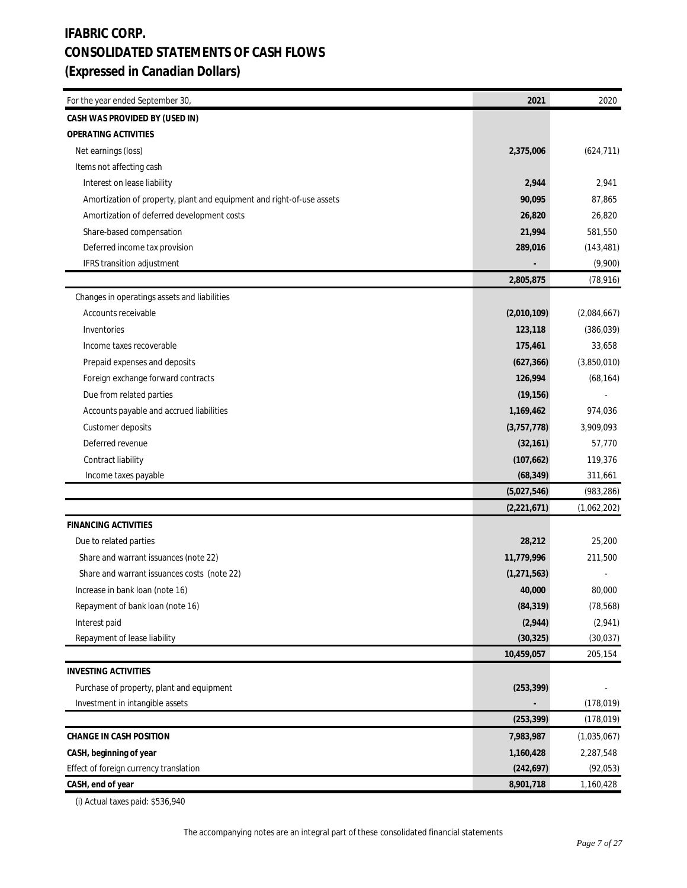# IFABRIC CORP.
# CONSOLIDATED STATEMENTS OF CASH FLOWS
# (Expressed in Canadian Dollars)

| For the year ended September 30, | 2021 | 2020 |
|---|---|---|
| **CASH WAS PROVIDED BY (USED IN)** | | |
| **OPERATING ACTIVITIES** | | |
| Net earnings (loss) | **2,375,006** | (624,711) |
| Items not affecting cash | | |
| Interest on lease liability | **2,944** | 2,941 |
| Amortization of property, plant and equipment and right-of-use assets | **90,095** | 87,865 |
| Amortization of deferred development costs | **26,820** | 26,820 |
| Share-based compensation | **21,994** | 581,550 |
| Deferred income tax provision | **289,016** | (143,481) |
| IFRS transition adjustment | **-** | (9,900) |
| | **2,805,875** | (78,916) |
| Changes in operatings assets and liabilities | | |
| Accounts receivable | **(2,010,109)** | (2,084,667) |
| Inventories | **123,118** | (386,039) |
| Income taxes recoverable | **175,461** | 33,658 |
| Prepaid expenses and deposits | **(627,366)** | (3,850,010) |
| Foreign exchange forward contracts | **126,994** | (68,164) |
| Due from related parties | **(19,156)** | - |
| Accounts payable and accrued liabilities | **1,169,462** | 974,036 |
| Customer deposits | **(3,757,778)** | 3,909,093 |
| Deferred revenue | **(32,161)** | 57,770 |
| Contract liability | **(107,662)** | 119,376 |
| Income taxes payable | **(68,349)** | 311,661 |
| | **(5,027,546)** | (983,286) |
| | **(2,221,671)** | (1,062,202) |
| **FINANCING ACTIVITIES** | | |
| Due to related parties | **28,212** | 25,200 |
| Share and warrant issuances (note 22) | **11,779,996** | 211,500 |
| Share and warrant issuances costs (note 22) | **(1,271,563)** | - |
| Increase in bank loan (note 16) | **40,000** | 80,000 |
| Repayment of bank loan (note 16) | **(84,319)** | (78,568) |
| Interest paid | **(2,944)** | (2,941) |
| Repayment of lease liability | **(30,325)** | (30,037) |
| | **10,459,057** | 205,154 |
| **INVESTING ACTIVITIES** | | |
| Purchase of property, plant and equipment | **(253,399)** | - |
| Investment in intangible assets | **-** | (178,019) |
| | **(253,399)** | (178,019) |
| **CHANGE IN CASH POSITION** | **7,983,987** | (1,035,067) |
| **CASH, beginning of year** | **1,160,428** | 2,287,548 |
| Effect of foreign currency translation | **(242,697)** | (92,053) |
| **CASH, end of year** | **8,901,718** | 1,160,428 |

(i) Actual taxes paid: $536,940

The accompanying notes are an integral part of these consolidated financial statements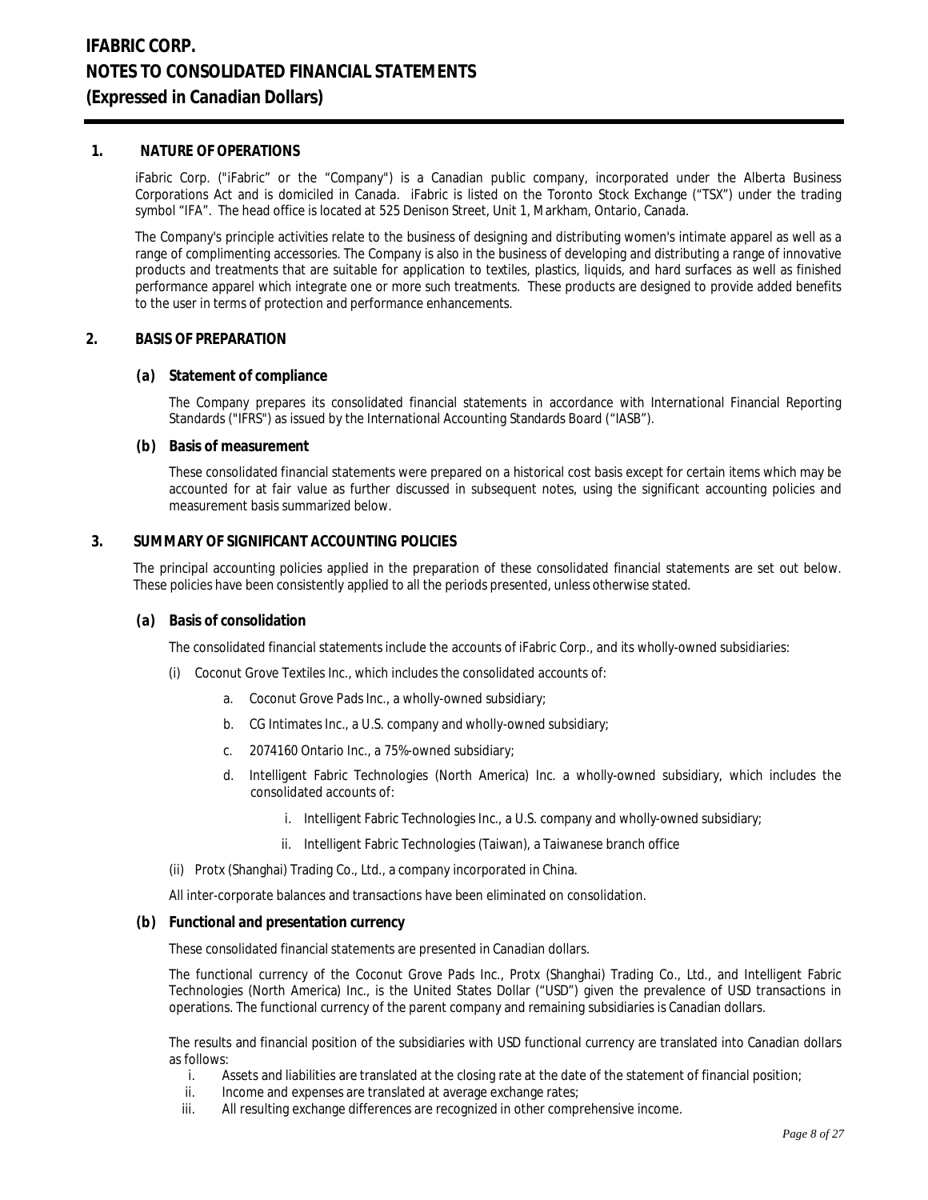# IFABRIC CORP.
# NOTES TO CONSOLIDATED FINANCIAL STATEMENTS
# (Expressed in Canadian Dollars)

## 1. NATURE OF OPERATIONS

iFabric Corp. ("iFabric" or the "Company") is a Canadian public company, incorporated under the Alberta Business Corporations Act and is domiciled in Canada. iFabric is listed on the Toronto Stock Exchange ("TSX") under the trading symbol "IFA". The head office is located at 525 Denison Street, Unit 1, Markham, Ontario, Canada.

The Company's principle activities relate to the business of designing and distributing women's intimate apparel as well as a range of complimenting accessories. The Company is also in the business of developing and distributing a range of innovative products and treatments that are suitable for application to textiles, plastics, liquids, and hard surfaces as well as finished performance apparel which integrate one or more such treatments. These products are designed to provide added benefits to the user in terms of protection and performance enhancements.

## 2. BASIS OF PREPARATION

### (a) Statement of compliance

The Company prepares its consolidated financial statements in accordance with International Financial Reporting Standards ("IFRS") as issued by the International Accounting Standards Board ("IASB").

### (b) Basis of measurement

These consolidated financial statements were prepared on a historical cost basis except for certain items which may be accounted for at fair value as further discussed in subsequent notes, using the significant accounting policies and measurement basis summarized below.

## 3. SUMMARY OF SIGNIFICANT ACCOUNTING POLICIES

The principal accounting policies applied in the preparation of these consolidated financial statements are set out below. These policies have been consistently applied to all the periods presented, unless otherwise stated.

### (a) Basis of consolidation

The consolidated financial statements include the accounts of iFabric Corp., and its wholly-owned subsidiaries:

(i) Coconut Grove Textiles Inc., which includes the consolidated accounts of:

a. Coconut Grove Pads Inc., a wholly-owned subsidiary;

b. CG Intimates Inc., a U.S. company and wholly-owned subsidiary;

c. 2074160 Ontario Inc., a 75%-owned subsidiary;

d. Intelligent Fabric Technologies (North America) Inc. a wholly-owned subsidiary, which includes the consolidated accounts of:

i. Intelligent Fabric Technologies Inc., a U.S. company and wholly-owned subsidiary;

ii. Intelligent Fabric Technologies (Taiwan), a Taiwanese branch office

(ii) Protx (Shanghai) Trading Co., Ltd., a company incorporated in China.

All inter-corporate balances and transactions have been eliminated on consolidation.

### (b) Functional and presentation currency

These consolidated financial statements are presented in Canadian dollars.

The functional currency of the Coconut Grove Pads Inc., Protx (Shanghai) Trading Co., Ltd., and Intelligent Fabric Technologies (North America) Inc., is the United States Dollar ("USD") given the prevalence of USD transactions in operations. The functional currency of the parent company and remaining subsidiaries is Canadian dollars.

The results and financial position of the subsidiaries with USD functional currency are translated into Canadian dollars as follows:

i. Assets and liabilities are translated at the closing rate at the date of the statement of financial position;

ii. Income and expenses are translated at average exchange rates;

iii. All resulting exchange differences are recognized in other comprehensive income.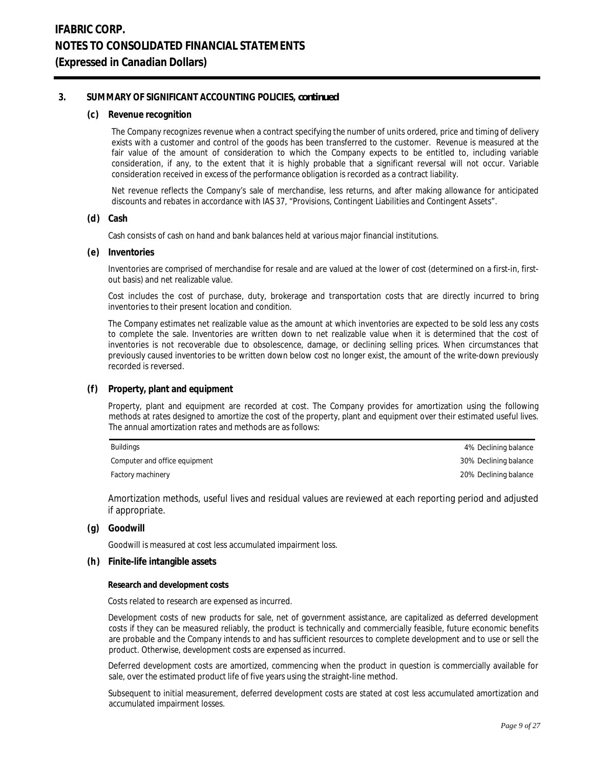## 3. SUMMARY OF SIGNIFICANT ACCOUNTING POLICIES, *continued*

### (c) Revenue recognition

The Company recognizes revenue when a contract specifying the number of units ordered, price and timing of delivery exists with a customer and control of the goods has been transferred to the customer. Revenue is measured at the fair value of the amount of consideration to which the Company expects to be entitled to, including variable consideration, if any, to the extent that it is highly probable that a significant reversal will not occur. Variable consideration received in excess of the performance obligation is recorded as a contract liability.

Net revenue reflects the Company's sale of merchandise, less returns, and after making allowance for anticipated discounts and rebates in accordance with IAS 37, "Provisions, Contingent Liabilities and Contingent Assets".

### (d) Cash

Cash consists of cash on hand and bank balances held at various major financial institutions.

### (e) Inventories

Inventories are comprised of merchandise for resale and are valued at the lower of cost (determined on a first-in, first-out basis) and net realizable value.

Cost includes the cost of purchase, duty, brokerage and transportation costs that are directly incurred to bring inventories to their present location and condition.

The Company estimates net realizable value as the amount at which inventories are expected to be sold less any costs to complete the sale. Inventories are written down to net realizable value when it is determined that the cost of inventories is not recoverable due to obsolescence, damage, or declining selling prices. When circumstances that previously caused inventories to be written down below cost no longer exist, the amount of the write-down previously recorded is reversed.

### (f) Property, plant and equipment

Property, plant and equipment are recorded at cost. The Company provides for amortization using the following methods at rates designed to amortize the cost of the property, plant and equipment over their estimated useful lives. The annual amortization rates and methods are as follows:

| | |
|---|---|
| Buildings | 4% Declining balance |
| Computer and office equipment | 30% Declining balance |
| Factory machinery | 20% Declining balance |

Amortization methods, useful lives and residual values are reviewed at each reporting period and adjusted if appropriate.

### (g) Goodwill

Goodwill is measured at cost less accumulated impairment loss.

### (h) Finite-life intangible assets

#### Research and development costs

Costs related to research are expensed as incurred.

Development costs of new products for sale, net of government assistance, are capitalized as deferred development costs if they can be measured reliably, the product is technically and commercially feasible, future economic benefits are probable and the Company intends to and has sufficient resources to complete development and to use or sell the product. Otherwise, development costs are expensed as incurred.

Deferred development costs are amortized, commencing when the product in question is commercially available for sale, over the estimated product life of five years using the straight-line method.

Subsequent to initial measurement, deferred development costs are stated at cost less accumulated amortization and accumulated impairment losses.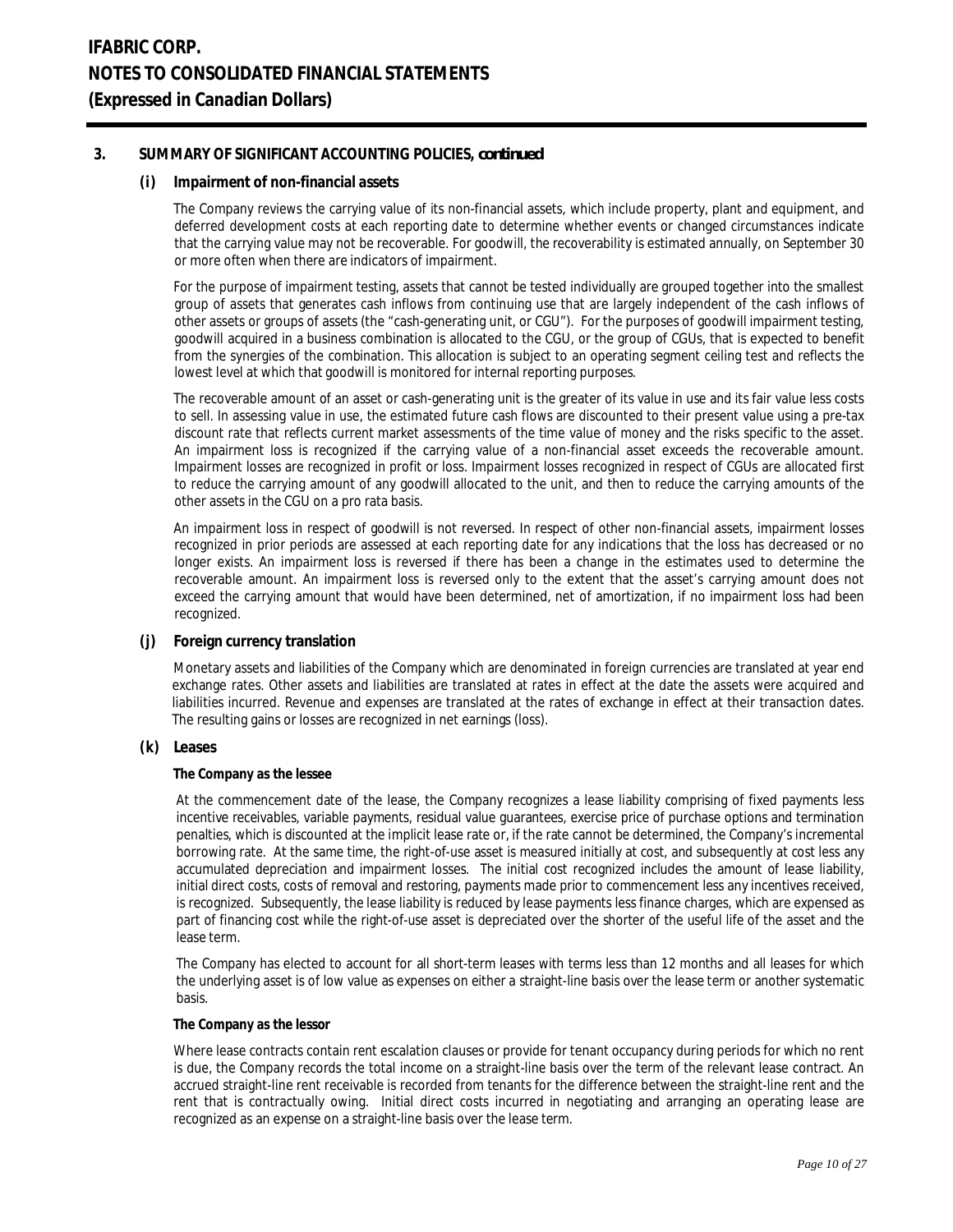# IFABRIC CORP.
# NOTES TO CONSOLIDATED FINANCIAL STATEMENTS
# (Expressed in Canadian Dollars)

## 3. SUMMARY OF SIGNIFICANT ACCOUNTING POLICIES, *continued*

### (i) Impairment of non-financial assets

The Company reviews the carrying value of its non-financial assets, which include property, plant and equipment, and deferred development costs at each reporting date to determine whether events or changed circumstances indicate that the carrying value may not be recoverable. For goodwill, the recoverability is estimated annually, on September 30 or more often when there are indicators of impairment.

For the purpose of impairment testing, assets that cannot be tested individually are grouped together into the smallest group of assets that generates cash inflows from continuing use that are largely independent of the cash inflows of other assets or groups of assets (the "cash-generating unit, or CGU"). For the purposes of goodwill impairment testing, goodwill acquired in a business combination is allocated to the CGU, or the group of CGUs, that is expected to benefit from the synergies of the combination. This allocation is subject to an operating segment ceiling test and reflects the lowest level at which that goodwill is monitored for internal reporting purposes.

The recoverable amount of an asset or cash-generating unit is the greater of its value in use and its fair value less costs to sell. In assessing value in use, the estimated future cash flows are discounted to their present value using a pre-tax discount rate that reflects current market assessments of the time value of money and the risks specific to the asset. An impairment loss is recognized if the carrying value of a non-financial asset exceeds the recoverable amount. Impairment losses are recognized in profit or loss. Impairment losses recognized in respect of CGUs are allocated first to reduce the carrying amount of any goodwill allocated to the unit, and then to reduce the carrying amounts of the other assets in the CGU on a pro rata basis.

An impairment loss in respect of goodwill is not reversed. In respect of other non-financial assets, impairment losses recognized in prior periods are assessed at each reporting date for any indications that the loss has decreased or no longer exists. An impairment loss is reversed if there has been a change in the estimates used to determine the recoverable amount. An impairment loss is reversed only to the extent that the asset's carrying amount does not exceed the carrying amount that would have been determined, net of amortization, if no impairment loss had been recognized.

### (j) Foreign currency translation

Monetary assets and liabilities of the Company which are denominated in foreign currencies are translated at year end exchange rates. Other assets and liabilities are translated at rates in effect at the date the assets were acquired and liabilities incurred. Revenue and expenses are translated at the rates of exchange in effect at their transaction dates. The resulting gains or losses are recognized in net earnings (loss).

### (k) Leases

**The Company as the lessee**

At the commencement date of the lease, the Company recognizes a lease liability comprising of fixed payments less incentive receivables, variable payments, residual value guarantees, exercise price of purchase options and termination penalties, which is discounted at the implicit lease rate or, if the rate cannot be determined, the Company's incremental borrowing rate. At the same time, the right-of-use asset is measured initially at cost, and subsequently at cost less any accumulated depreciation and impairment losses. The initial cost recognized includes the amount of lease liability, initial direct costs, costs of removal and restoring, payments made prior to commencement less any incentives received, is recognized. Subsequently, the lease liability is reduced by lease payments less finance charges, which are expensed as part of financing cost while the right-of-use asset is depreciated over the shorter of the useful life of the asset and the lease term.

The Company has elected to account for all short-term leases with terms less than 12 months and all leases for which the underlying asset is of low value as expenses on either a straight-line basis over the lease term or another systematic basis.

**The Company as the lessor**

Where lease contracts contain rent escalation clauses or provide for tenant occupancy during periods for which no rent is due, the Company records the total income on a straight-line basis over the term of the relevant lease contract. An accrued straight-line rent receivable is recorded from tenants for the difference between the straight-line rent and the rent that is contractually owing. Initial direct costs incurred in negotiating and arranging an operating lease are recognized as an expense on a straight-line basis over the lease term.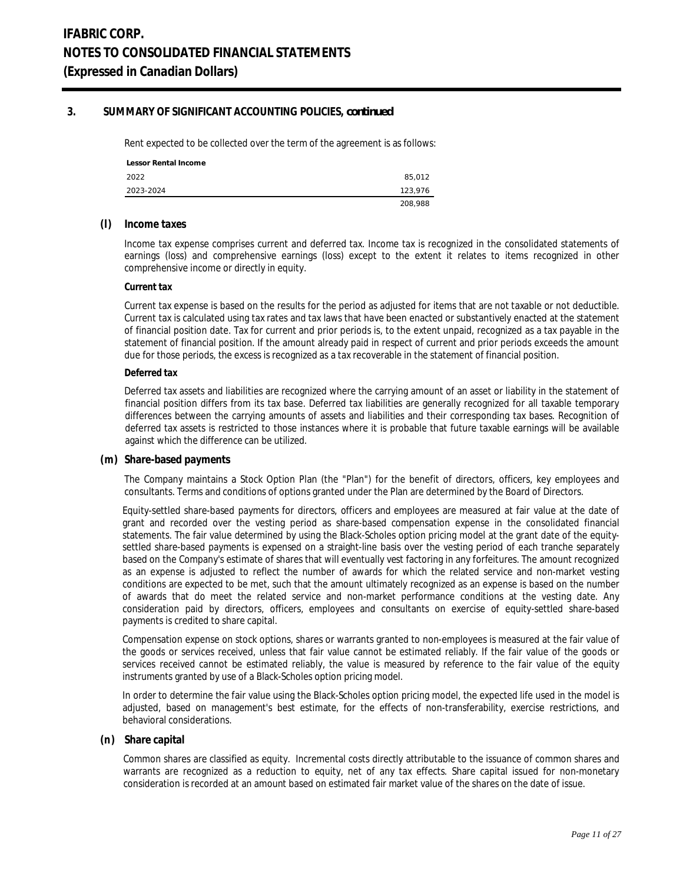## 3. SUMMARY OF SIGNIFICANT ACCOUNTING POLICIES, *continued*

Rent expected to be collected over the term of the agreement is as follows:

| Lessor Rental Income | |
|---|---|
| 2022 | 85,012 |
| 2023-2024 | 123,976 |
| | 208,988 |

### (l) Income taxes

Income tax expense comprises current and deferred tax. Income tax is recognized in the consolidated statements of earnings (loss) and comprehensive earnings (loss) except to the extent it relates to items recognized in other comprehensive income or directly in equity.

**Current tax**

Current tax expense is based on the results for the period as adjusted for items that are not taxable or not deductible. Current tax is calculated using tax rates and tax laws that have been enacted or substantively enacted at the statement of financial position date. Tax for current and prior periods is, to the extent unpaid, recognized as a tax payable in the statement of financial position. If the amount already paid in respect of current and prior periods exceeds the amount due for those periods, the excess is recognized as a tax recoverable in the statement of financial position.

**Deferred tax**

Deferred tax assets and liabilities are recognized where the carrying amount of an asset or liability in the statement of financial position differs from its tax base. Deferred tax liabilities are generally recognized for all taxable temporary differences between the carrying amounts of assets and liabilities and their corresponding tax bases. Recognition of deferred tax assets is restricted to those instances where it is probable that future taxable earnings will be available against which the difference can be utilized.

### (m) Share-based payments

The Company maintains a Stock Option Plan (the "Plan") for the benefit of directors, officers, key employees and consultants. Terms and conditions of options granted under the Plan are determined by the Board of Directors.

Equity-settled share-based payments for directors, officers and employees are measured at fair value at the date of grant and recorded over the vesting period as share-based compensation expense in the consolidated financial statements. The fair value determined by using the Black-Scholes option pricing model at the grant date of the equity-settled share-based payments is expensed on a straight-line basis over the vesting period of each tranche separately based on the Company's estimate of shares that will eventually vest factoring in any forfeitures. The amount recognized as an expense is adjusted to reflect the number of awards for which the related service and non-market vesting conditions are expected to be met, such that the amount ultimately recognized as an expense is based on the number of awards that do meet the related service and non-market performance conditions at the vesting date. Any consideration paid by directors, officers, employees and consultants on exercise of equity-settled share-based payments is credited to share capital.

Compensation expense on stock options, shares or warrants granted to non-employees is measured at the fair value of the goods or services received, unless that fair value cannot be estimated reliably. If the fair value of the goods or services received cannot be estimated reliably, the value is measured by reference to the fair value of the equity instruments granted by use of a Black-Scholes option pricing model.

In order to determine the fair value using the Black-Scholes option pricing model, the expected life used in the model is adjusted, based on management's best estimate, for the effects of non-transferability, exercise restrictions, and behavioral considerations.

### (n) Share capital

Common shares are classified as equity. Incremental costs directly attributable to the issuance of common shares and warrants are recognized as a reduction to equity, net of any tax effects. Share capital issued for non-monetary consideration is recorded at an amount based on estimated fair market value of the shares on the date of issue.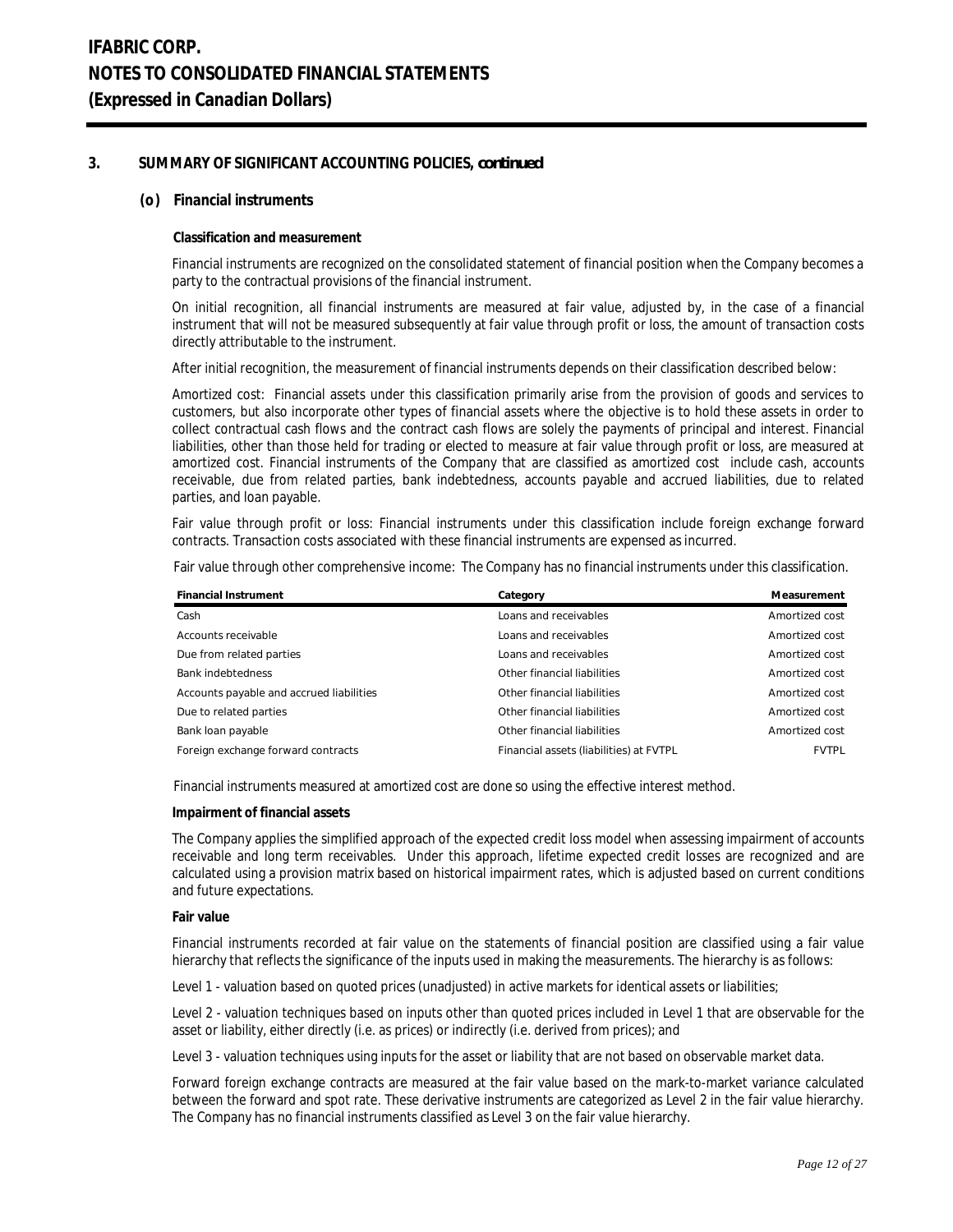## 3. SUMMARY OF SIGNIFICANT ACCOUNTING POLICIES, *continued*

### (o) Financial instruments

**Classification and measurement**

Financial instruments are recognized on the consolidated statement of financial position when the Company becomes a party to the contractual provisions of the financial instrument.

On initial recognition, all financial instruments are measured at fair value, adjusted by, in the case of a financial instrument that will not be measured subsequently at fair value through profit or loss, the amount of transaction costs directly attributable to the instrument.

After initial recognition, the measurement of financial instruments depends on their classification described below:

Amortized cost: Financial assets under this classification primarily arise from the provision of goods and services to customers, but also incorporate other types of financial assets where the objective is to hold these assets in order to collect contractual cash flows and the contract cash flows are solely the payments of principal and interest. Financial liabilities, other than those held for trading or elected to measure at fair value through profit or loss, are measured at amortized cost. Financial instruments of the Company that are classified as amortized cost include cash, accounts receivable, due from related parties, bank indebtedness, accounts payable and accrued liabilities, due to related parties, and loan payable.

Fair value through profit or loss: Financial instruments under this classification include foreign exchange forward contracts. Transaction costs associated with these financial instruments are expensed as incurred.

Fair value through other comprehensive income: The Company has no financial instruments under this classification.

| Financial Instrument | Category | Measurement |
|---|---|---|
| Cash | Loans and receivables | Amortized cost |
| Accounts receivable | Loans and receivables | Amortized cost |
| Due from related parties | Loans and receivables | Amortized cost |
| Bank indebtedness | Other financial liabilities | Amortized cost |
| Accounts payable and accrued liabilities | Other financial liabilities | Amortized cost |
| Due to related parties | Other financial liabilities | Amortized cost |
| Bank loan payable | Other financial liabilities | Amortized cost |
| Foreign exchange forward contracts | Financial assets (liabilities) at FVTPL | FVTPL |

Financial instruments measured at amortized cost are done so using the effective interest method.

**Impairment of financial assets**

The Company applies the simplified approach of the expected credit loss model when assessing impairment of accounts receivable and long term receivables. Under this approach, lifetime expected credit losses are recognized and are calculated using a provision matrix based on historical impairment rates, which is adjusted based on current conditions and future expectations.

**Fair value**

Financial instruments recorded at fair value on the statements of financial position are classified using a fair value hierarchy that reflects the significance of the inputs used in making the measurements. The hierarchy is as follows:

Level 1 - valuation based on quoted prices (unadjusted) in active markets for identical assets or liabilities;

Level 2 - valuation techniques based on inputs other than quoted prices included in Level 1 that are observable for the asset or liability, either directly (i.e. as prices) or indirectly (i.e. derived from prices); and

Level 3 - valuation techniques using inputs for the asset or liability that are not based on observable market data.

Forward foreign exchange contracts are measured at the fair value based on the mark-to-market variance calculated between the forward and spot rate. These derivative instruments are categorized as Level 2 in the fair value hierarchy. The Company has no financial instruments classified as Level 3 on the fair value hierarchy.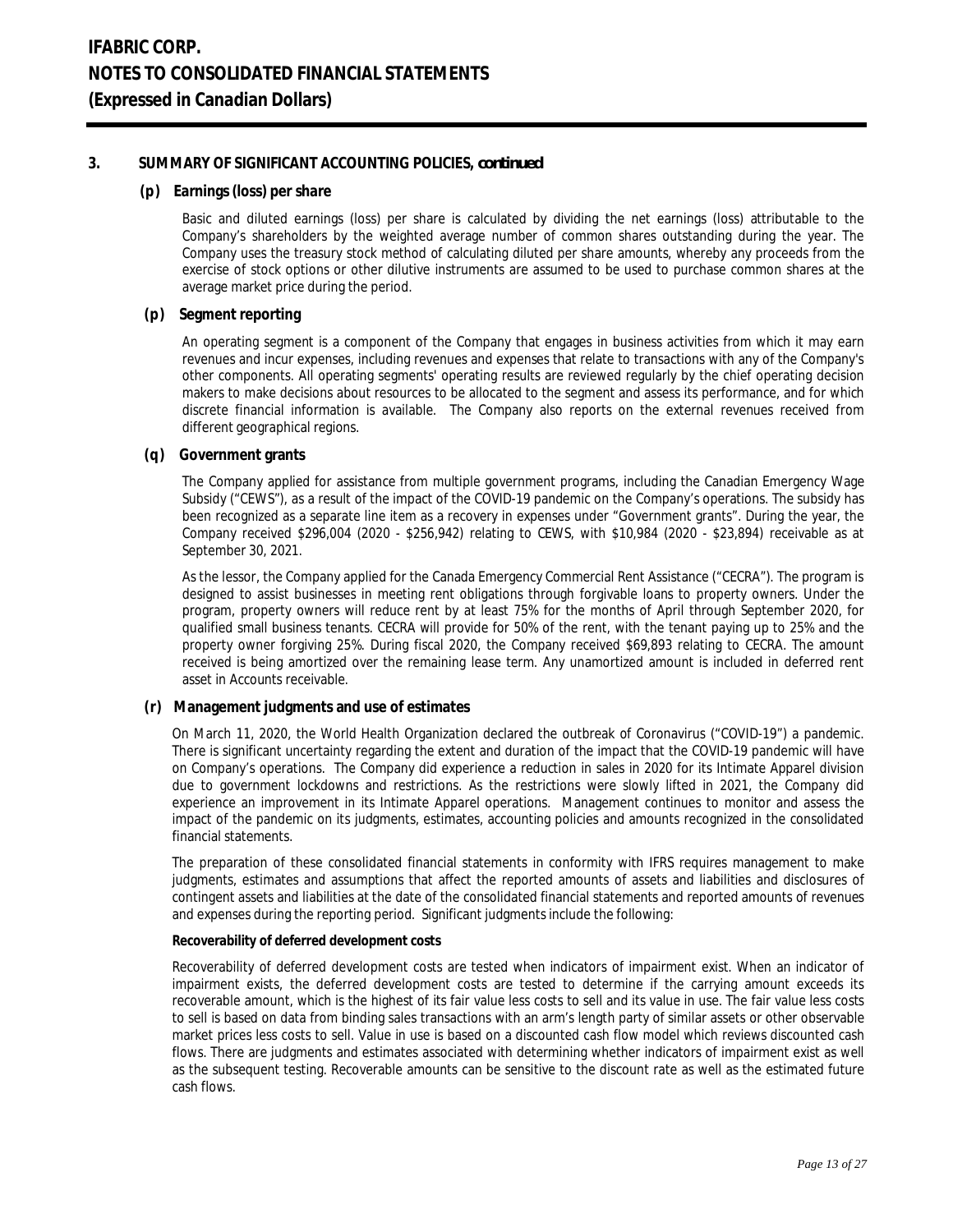## 3. SUMMARY OF SIGNIFICANT ACCOUNTING POLICIES, *continued*

### (p) Earnings (loss) per share

Basic and diluted earnings (loss) per share is calculated by dividing the net earnings (loss) attributable to the Company's shareholders by the weighted average number of common shares outstanding during the year. The Company uses the treasury stock method of calculating diluted per share amounts, whereby any proceeds from the exercise of stock options or other dilutive instruments are assumed to be used to purchase common shares at the average market price during the period.

### (p) Segment reporting

An operating segment is a component of the Company that engages in business activities from which it may earn revenues and incur expenses, including revenues and expenses that relate to transactions with any of the Company's other components. All operating segments' operating results are reviewed regularly by the chief operating decision makers to make decisions about resources to be allocated to the segment and assess its performance, and for which discrete financial information is available. The Company also reports on the external revenues received from different geographical regions.

### (q) Government grants

The Company applied for assistance from multiple government programs, including the Canadian Emergency Wage Subsidy ("CEWS"), as a result of the impact of the COVID-19 pandemic on the Company's operations. The subsidy has been recognized as a separate line item as a recovery in expenses under "Government grants". During the year, the Company received $296,004 (2020 - $256,942) relating to CEWS, with $10,984 (2020 - $23,894) receivable as at September 30, 2021.

As the lessor, the Company applied for the Canada Emergency Commercial Rent Assistance ("CECRA"). The program is designed to assist businesses in meeting rent obligations through forgivable loans to property owners. Under the program, property owners will reduce rent by at least 75% for the months of April through September 2020, for qualified small business tenants. CECRA will provide for 50% of the rent, with the tenant paying up to 25% and the property owner forgiving 25%. During fiscal 2020, the Company received $69,893 relating to CECRA. The amount received is being amortized over the remaining lease term. Any unamortized amount is included in deferred rent asset in Accounts receivable.

### (r) Management judgments and use of estimates

On March 11, 2020, the World Health Organization declared the outbreak of Coronavirus ("COVID-19") a pandemic. There is significant uncertainty regarding the extent and duration of the impact that the COVID-19 pandemic will have on Company's operations. The Company did experience a reduction in sales in 2020 for its Intimate Apparel division due to government lockdowns and restrictions. As the restrictions were slowly lifted in 2021, the Company did experience an improvement in its Intimate Apparel operations. Management continues to monitor and assess the impact of the pandemic on its judgments, estimates, accounting policies and amounts recognized in the consolidated financial statements.

The preparation of these consolidated financial statements in conformity with IFRS requires management to make judgments, estimates and assumptions that affect the reported amounts of assets and liabilities and disclosures of contingent assets and liabilities at the date of the consolidated financial statements and reported amounts of revenues and expenses during the reporting period. Significant judgments include the following:

**Recoverability of deferred development costs**

Recoverability of deferred development costs are tested when indicators of impairment exist. When an indicator of impairment exists, the deferred development costs are tested to determine if the carrying amount exceeds its recoverable amount, which is the highest of its fair value less costs to sell and its value in use. The fair value less costs to sell is based on data from binding sales transactions with an arm's length party of similar assets or other observable market prices less costs to sell. Value in use is based on a discounted cash flow model which reviews discounted cash flows. There are judgments and estimates associated with determining whether indicators of impairment exist as well as the subsequent testing. Recoverable amounts can be sensitive to the discount rate as well as the estimated future cash flows.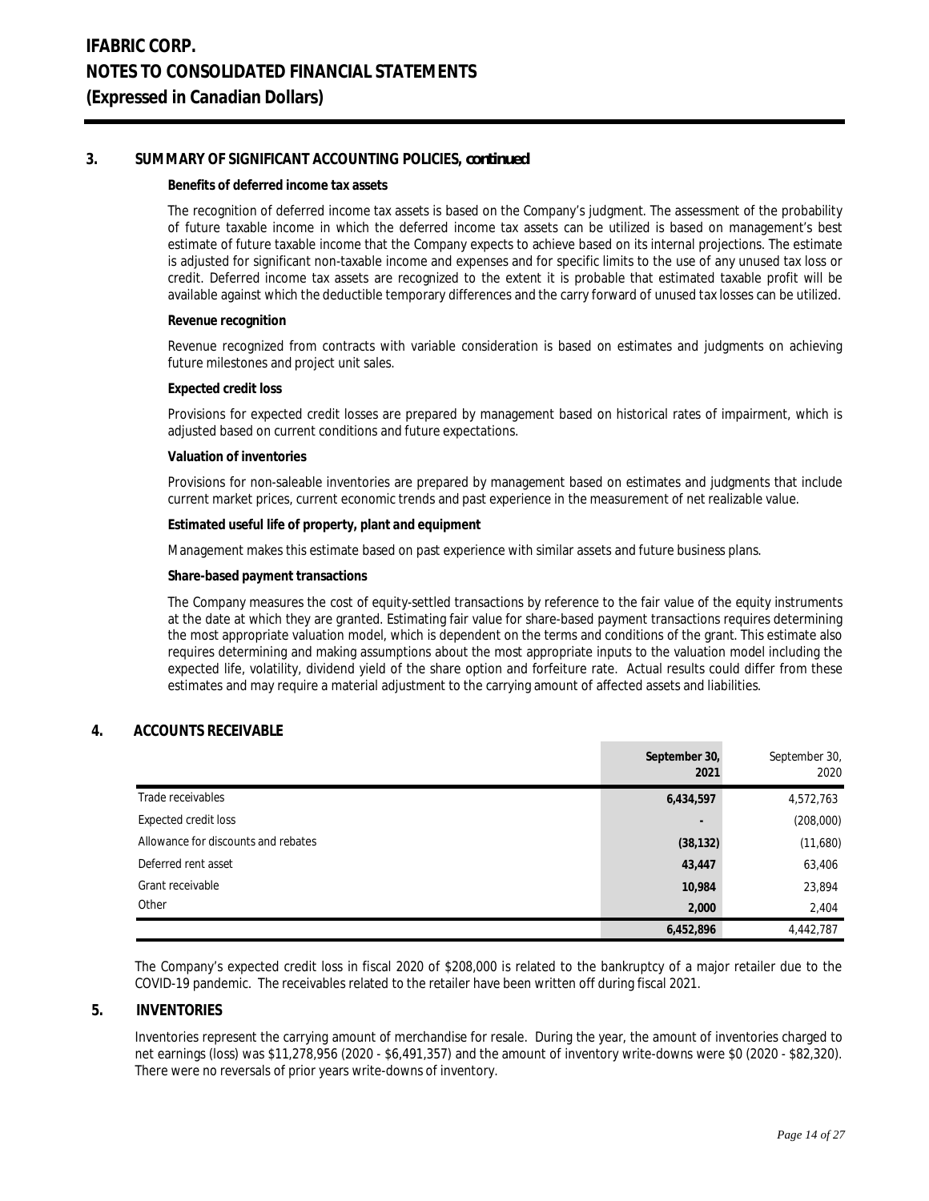## 3. SUMMARY OF SIGNIFICANT ACCOUNTING POLICIES, *continued*

**Benefits of deferred income tax assets**

The recognition of deferred income tax assets is based on the Company's judgment. The assessment of the probability of future taxable income in which the deferred income tax assets can be utilized is based on management's best estimate of future taxable income that the Company expects to achieve based on its internal projections. The estimate is adjusted for significant non-taxable income and expenses and for specific limits to the use of any unused tax loss or credit. Deferred income tax assets are recognized to the extent it is probable that estimated taxable profit will be available against which the deductible temporary differences and the carry forward of unused tax losses can be utilized.

**Revenue recognition**

Revenue recognized from contracts with variable consideration is based on estimates and judgments on achieving future milestones and project unit sales.

**Expected credit loss**

Provisions for expected credit losses are prepared by management based on historical rates of impairment, which is adjusted based on current conditions and future expectations.

**Valuation of inventories**

Provisions for non-saleable inventories are prepared by management based on estimates and judgments that include current market prices, current economic trends and past experience in the measurement of net realizable value.

**Estimated useful life of property, plant and equipment**

Management makes this estimate based on past experience with similar assets and future business plans.

**Share-based payment transactions**

The Company measures the cost of equity-settled transactions by reference to the fair value of the equity instruments at the date at which they are granted. Estimating fair value for share-based payment transactions requires determining the most appropriate valuation model, which is dependent on the terms and conditions of the grant. This estimate also requires determining and making assumptions about the most appropriate inputs to the valuation model including the expected life, volatility, dividend yield of the share option and forfeiture rate. Actual results could differ from these estimates and may require a material adjustment to the carrying amount of affected assets and liabilities.

## 4. ACCOUNTS RECEIVABLE

| | **September 30, 2021** | September 30, 2020 |
|---|---|---|
| Trade receivables | **6,434,597** | 4,572,763 |
| Expected credit loss | **-** | (208,000) |
| Allowance for discounts and rebates | **(38,132)** | (11,680) |
| Deferred rent asset | **43,447** | 63,406 |
| Grant receivable | **10,984** | 23,894 |
| Other | **2,000** | 2,404 |
| | **6,452,896** | 4,442,787 |

The Company's expected credit loss in fiscal 2020 of $208,000 is related to the bankruptcy of a major retailer due to the COVID-19 pandemic. The receivables related to the retailer have been written off during fiscal 2021.

## 5. INVENTORIES

Inventories represent the carrying amount of merchandise for resale. During the year, the amount of inventories charged to net earnings (loss) was $11,278,956 (2020 - $6,491,357) and the amount of inventory write-downs were $0 (2020 - $82,320). There were no reversals of prior years write-downs of inventory.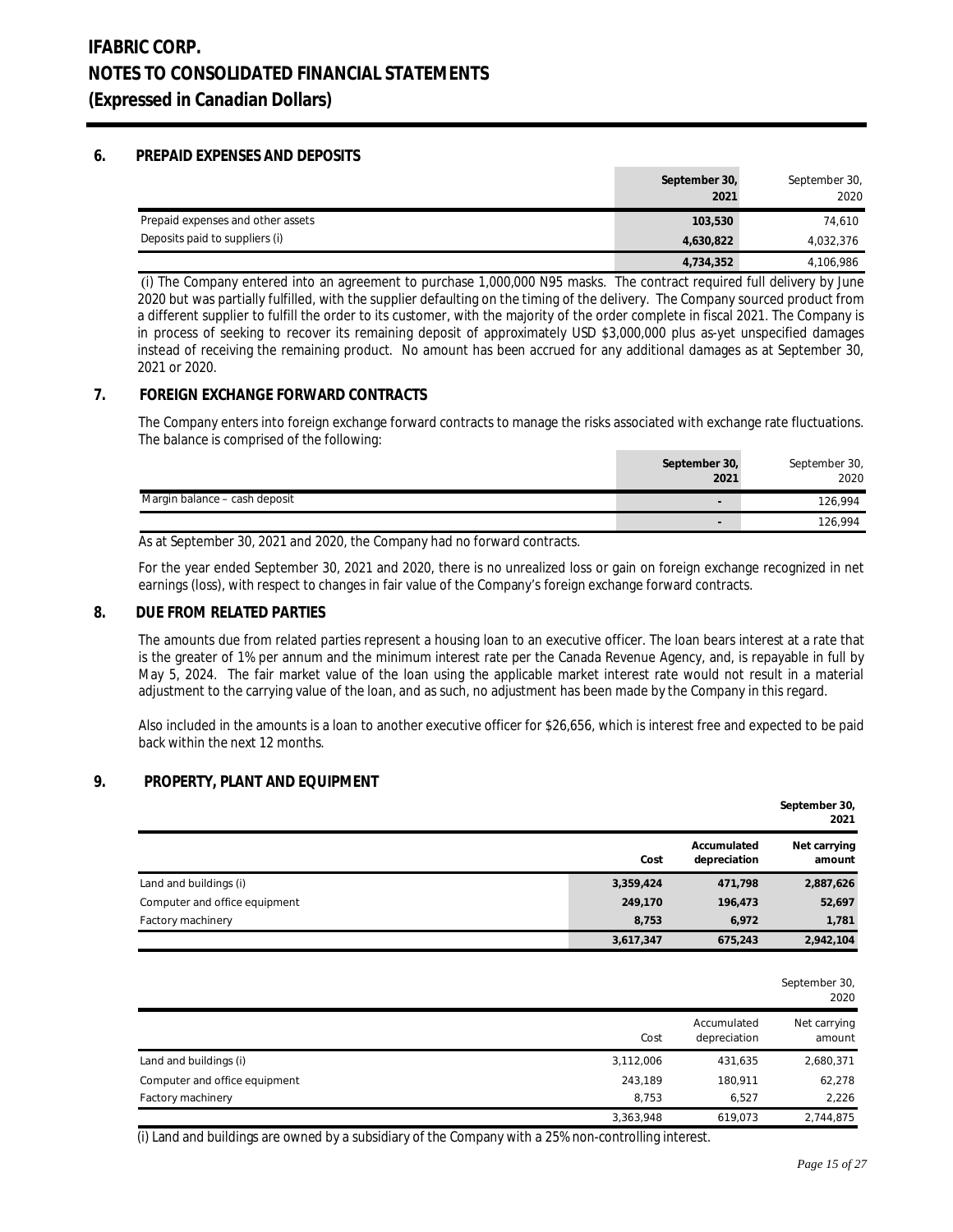# IFABRIC CORP.
# NOTES TO CONSOLIDATED FINANCIAL STATEMENTS
# (Expressed in Canadian Dollars)

## 6. PREPAID EXPENSES AND DEPOSITS

| | September 30, 2021 | September 30, 2020 |
|---|---|---|
| Prepaid expenses and other assets | **103,530** | 74,610 |
| Deposits paid to suppliers (i) | **4,630,822** | 4,032,376 |
| | **4,734,352** | 4,106,986 |

(i) The Company entered into an agreement to purchase 1,000,000 N95 masks. The contract required full delivery by June 2020 but was partially fulfilled, with the supplier defaulting on the timing of the delivery. The Company sourced product from a different supplier to fulfill the order to its customer, with the majority of the order complete in fiscal 2021. The Company is in process of seeking to recover its remaining deposit of approximately USD $3,000,000 plus as-yet unspecified damages instead of receiving the remaining product. No amount has been accrued for any additional damages as at September 30, 2021 or 2020.

## 7. FOREIGN EXCHANGE FORWARD CONTRACTS

The Company enters into foreign exchange forward contracts to manage the risks associated with exchange rate fluctuations. The balance is comprised of the following:

| | September 30, 2021 | September 30, 2020 |
|---|---|---|
| Margin balance – cash deposit | **-** | 126,994 |
| | **-** | 126,994 |

As at September 30, 2021 and 2020, the Company had no forward contracts.

For the year ended September 30, 2021 and 2020, there is no unrealized loss or gain on foreign exchange recognized in net earnings (loss), with respect to changes in fair value of the Company's foreign exchange forward contracts.

## 8. DUE FROM RELATED PARTIES

The amounts due from related parties represent a housing loan to an executive officer. The loan bears interest at a rate that is the greater of 1% per annum and the minimum interest rate per the Canada Revenue Agency, and, is repayable in full by May 5, 2024. The fair market value of the loan using the applicable market interest rate would not result in a material adjustment to the carrying value of the loan, and as such, no adjustment has been made by the Company in this regard.

Also included in the amounts is a loan to another executive officer for $26,656, which is interest free and expected to be paid back within the next 12 months.

## 9. PROPERTY, PLANT AND EQUIPMENT

| **September 30, 2021** | **Cost** | **Accumulated depreciation** | **Net carrying amount** |
|---|---|---|---|
| Land and buildings (i) | **3,359,424** | **471,798** | **2,887,626** |
| Computer and office equipment | **249,170** | **196,473** | **52,697** |
| Factory machinery | **8,753** | **6,972** | **1,781** |
| | **3,617,347** | **675,243** | **2,942,104** |

| September 30, 2020 | Cost | Accumulated depreciation | Net carrying amount |
|---|---|---|---|
| Land and buildings (i) | 3,112,006 | 431,635 | 2,680,371 |
| Computer and office equipment | 243,189 | 180,911 | 62,278 |
| Factory machinery | 8,753 | 6,527 | 2,226 |
| | 3,363,948 | 619,073 | 2,744,875 |

(i) Land and buildings are owned by a subsidiary of the Company with a 25% non-controlling interest.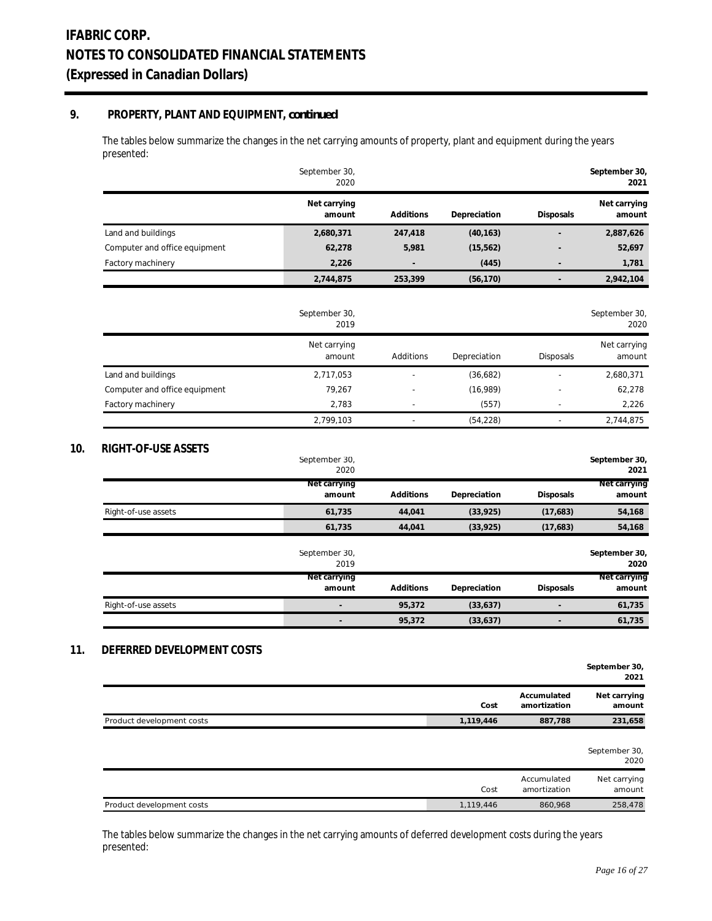# IFABRIC CORP.
# NOTES TO CONSOLIDATED FINANCIAL STATEMENTS
# (Expressed in Canadian Dollars)

## 9. PROPERTY, PLANT AND EQUIPMENT, *continued*

The tables below summarize the changes in the net carrying amounts of property, plant and equipment during the years presented:

| | September 30, 2020 | | | | **September 30, 2021** |
|---|---|---|---|---|---|
| | **Net carrying amount** | **Additions** | **Depreciation** | **Disposals** | **Net carrying amount** |
| Land and buildings | **2,680,371** | **247,418** | **(40,163)** | **-** | **2,887,626** |
| Computer and office equipment | **62,278** | **5,981** | **(15,562)** | **-** | **52,697** |
| Factory machinery | **2,226** | **-** | **(445)** | **-** | **1,781** |
| | **2,744,875** | **253,399** | **(56,170)** | **-** | **2,942,104** |

| | September 30, 2019 | | | | September 30, 2020 |
|---|---|---|---|---|---|
| | Net carrying amount | Additions | Depreciation | Disposals | Net carrying amount |
| Land and buildings | 2,717,053 | - | (36,682) | - | 2,680,371 |
| Computer and office equipment | 79,267 | - | (16,989) | - | 62,278 |
| Factory machinery | 2,783 | - | (557) | - | 2,226 |
| | 2,799,103 | - | (54,228) | - | 2,744,875 |

## 10. RIGHT-OF-USE ASSETS

| | September 30, 2020 | | | | **September 30, 2021** |
|---|---|---|---|---|---|
| | **Net carrying amount** | **Additions** | **Depreciation** | **Disposals** | **Net carrying amount** |
| Right-of-use assets | **61,735** | **44,041** | **(33,925)** | **(17,683)** | **54,168** |
| | **61,735** | **44,041** | **(33,925)** | **(17,683)** | **54,168** |

| | September 30, 2019 | | | | **September 30, 2020** |
|---|---|---|---|---|---|
| | **Net carrying amount** | **Additions** | **Depreciation** | **Disposals** | **Net carrying amount** |
| Right-of-use assets | **-** | **95,372** | **(33,637)** | **-** | **61,735** |
| | **-** | **95,372** | **(33,637)** | **-** | **61,735** |

## 11. DEFERRED DEVELOPMENT COSTS

| | | | **September 30, 2021** |
|---|---|---|---|
| | **Cost** | **Accumulated amortization** | **Net carrying amount** |
| Product development costs | **1,119,446** | **887,788** | **231,658** |

| | | | September 30, 2020 |
|---|---|---|---|
| | Cost | Accumulated amortization | Net carrying amount |
| Product development costs | 1,119,446 | 860,968 | 258,478 |

The tables below summarize the changes in the net carrying amounts of deferred development costs during the years presented: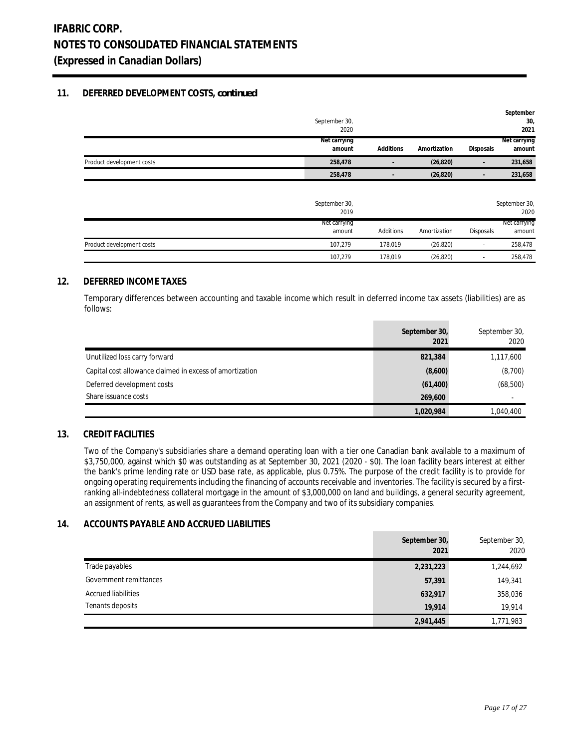## 11. DEFERRED DEVELOPMENT COSTS, *continued*

| | September 30, 2020 | | | | September 30, 2021 |
|---|---|---|---|---|---|
| | **Net carrying amount** | **Additions** | **Amortization** | **Disposals** | **Net carrying amount** |
| Product development costs | **258,478** | **-** | **(26,820)** | **-** | **231,658** |
| | **258,478** | **-** | **(26,820)** | **-** | **231,658** |

| | September 30, 2019 | | | | September 30, 2020 |
|---|---|---|---|---|---|
| | Net carrying amount | Additions | Amortization | Disposals | Net carrying amount |
| Product development costs | 107,279 | 178,019 | (26,820) | - | 258,478 |
| | 107,279 | 178,019 | (26,820) | - | 258,478 |

## 12. DEFERRED INCOME TAXES

Temporary differences between accounting and taxable income which result in deferred income tax assets (liabilities) are as follows:

| | **September 30, 2021** | September 30, 2020 |
|---|---|---|
| Unutilized loss carry forward | **821,384** | 1,117,600 |
| Capital cost allowance claimed in excess of amortization | **(8,600)** | (8,700) |
| Deferred development costs | **(61,400)** | (68,500) |
| Share issuance costs | **269,600** | - |
| | **1,020,984** | 1,040,400 |

## 13. CREDIT FACILITIES

Two of the Company's subsidiaries share a demand operating loan with a tier one Canadian bank available to a maximum of $3,750,000, against which $0 was outstanding as at September 30, 2021 (2020 - $0). The loan facility bears interest at either the bank's prime lending rate or USD base rate, as applicable, plus 0.75%. The purpose of the credit facility is to provide for ongoing operating requirements including the financing of accounts receivable and inventories. The facility is secured by a first-ranking all-indebtedness collateral mortgage in the amount of $3,000,000 on land and buildings, a general security agreement, an assignment of rents, as well as guarantees from the Company and two of its subsidiary companies.

## 14. ACCOUNTS PAYABLE AND ACCRUED LIABILITIES

| | **September 30, 2021** | September 30, 2020 |
|---|---|---|
| Trade payables | **2,231,223** | 1,244,692 |
| Government remittances | **57,391** | 149,341 |
| Accrued liabilities | **632,917** | 358,036 |
| Tenants deposits | **19,914** | 19,914 |
| | **2,941,445** | 1,771,983 |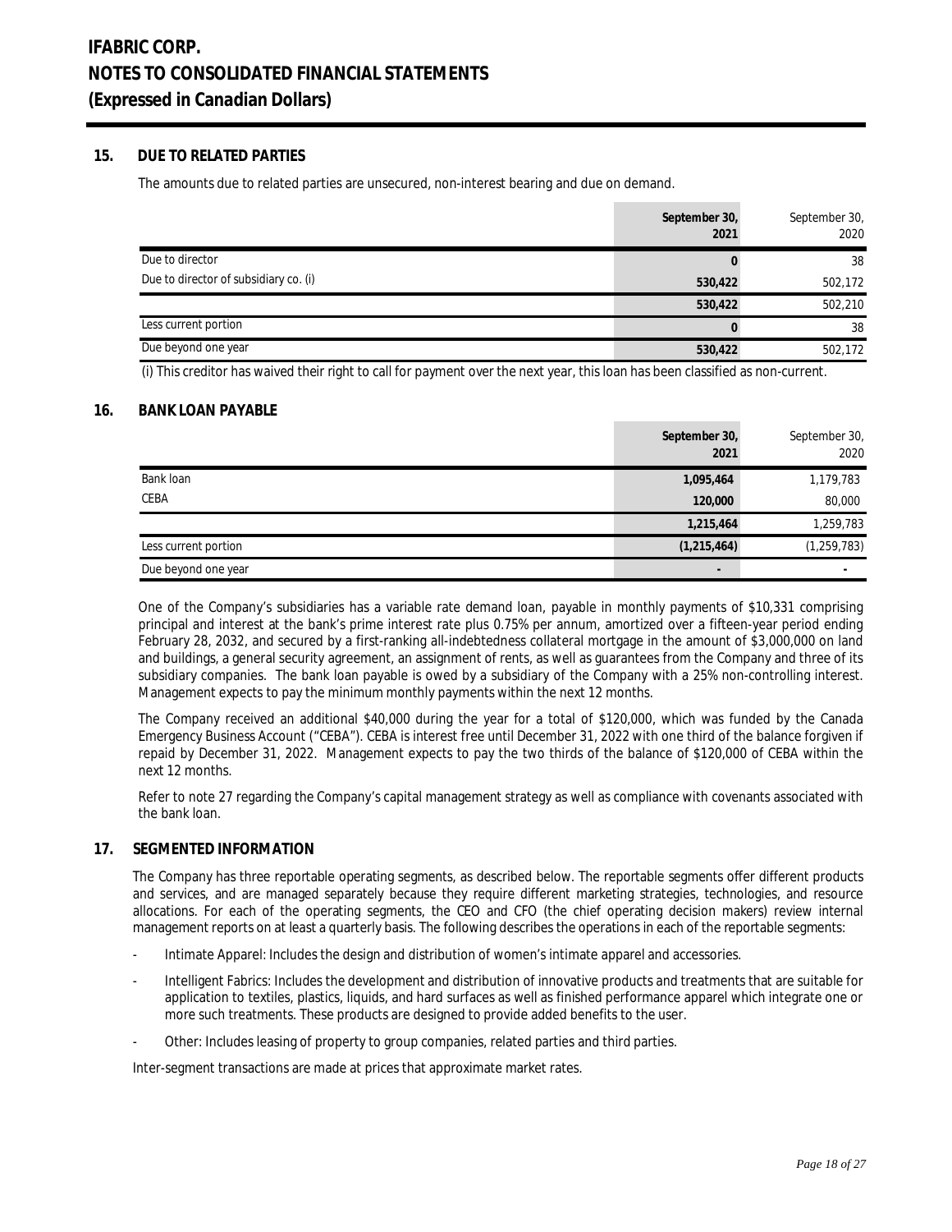## 15. DUE TO RELATED PARTIES

The amounts due to related parties are unsecured, non-interest bearing and due on demand.

| | September 30, 2021 | September 30, 2020 |
|---|---|---|
| Due to director | 0 | 38 |
| Due to director of subsidiary co. (i) | 530,422 | 502,172 |
| | 530,422 | 502,210 |
| Less current portion | 0 | 38 |
| Due beyond one year | 530,422 | 502,172 |

(i) This creditor has waived their right to call for payment over the next year, this loan has been classified as non-current.

## 16. BANK LOAN PAYABLE

| | September 30, 2021 | September 30, 2020 |
|---|---|---|
| Bank loan | 1,095,464 | 1,179,783 |
| CEBA | 120,000 | 80,000 |
| | 1,215,464 | 1,259,783 |
| Less current portion | (1,215,464) | (1,259,783) |
| Due beyond one year | - | - |

One of the Company's subsidiaries has a variable rate demand loan, payable in monthly payments of $10,331 comprising principal and interest at the bank's prime interest rate plus 0.75% per annum, amortized over a fifteen-year period ending February 28, 2032, and secured by a first-ranking all-indebtedness collateral mortgage in the amount of $3,000,000 on land and buildings, a general security agreement, an assignment of rents, as well as guarantees from the Company and three of its subsidiary companies. The bank loan payable is owed by a subsidiary of the Company with a 25% non-controlling interest. Management expects to pay the minimum monthly payments within the next 12 months.

The Company received an additional $40,000 during the year for a total of $120,000, which was funded by the Canada Emergency Business Account ("CEBA"). CEBA is interest free until December 31, 2022 with one third of the balance forgiven if repaid by December 31, 2022. Management expects to pay the two thirds of the balance of $120,000 of CEBA within the next 12 months.

Refer to note 27 regarding the Company's capital management strategy as well as compliance with covenants associated with the bank loan.

## 17. SEGMENTED INFORMATION

The Company has three reportable operating segments, as described below. The reportable segments offer different products and services, and are managed separately because they require different marketing strategies, technologies, and resource allocations. For each of the operating segments, the CEO and CFO (the chief operating decision makers) review internal management reports on at least a quarterly basis. The following describes the operations in each of the reportable segments:

- Intimate Apparel: Includes the design and distribution of women's intimate apparel and accessories.
- Intelligent Fabrics: Includes the development and distribution of innovative products and treatments that are suitable for application to textiles, plastics, liquids, and hard surfaces as well as finished performance apparel which integrate one or more such treatments. These products are designed to provide added benefits to the user.
- Other: Includes leasing of property to group companies, related parties and third parties.

Inter-segment transactions are made at prices that approximate market rates.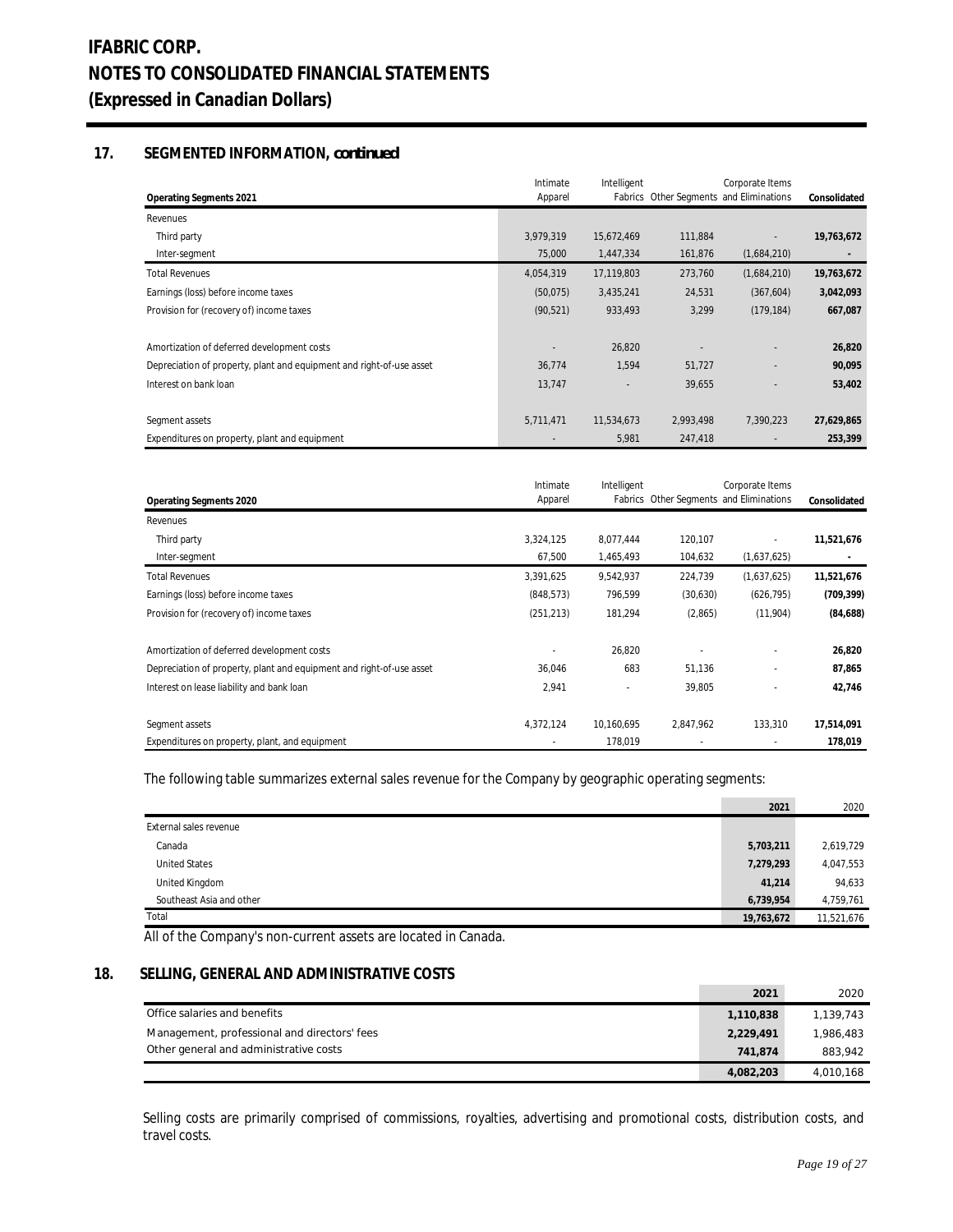# IFABRIC CORP.
# NOTES TO CONSOLIDATED FINANCIAL STATEMENTS
# (Expressed in Canadian Dollars)

## 17. SEGMENTED INFORMATION, *continued*

| Operating Segments 2021 | Intimate Apparel | Intelligent Fabrics | Other Segments | Corporate Items and Eliminations | Consolidated |
|---|---|---|---|---|---|
| Revenues | | | | | |
| Third party | 3,979,319 | 15,672,469 | 111,884 | - | **19,763,672** |
| Inter-segment | 75,000 | 1,447,334 | 161,876 | (1,684,210) | **-** |
| Total Revenues | 4,054,319 | 17,119,803 | 273,760 | (1,684,210) | **19,763,672** |
| Earnings (loss) before income taxes | (50,075) | 3,435,241 | 24,531 | (367,604) | **3,042,093** |
| Provision for (recovery of) income taxes | (90,521) | 933,493 | 3,299 | (179,184) | **667,087** |
| | | | | | |
| Amortization of deferred development costs | - | 26,820 | - | - | **26,820** |
| Depreciation of property, plant and equipment and right-of-use asset | 36,774 | 1,594 | 51,727 | - | **90,095** |
| Interest on bank loan | 13,747 | - | 39,655 | - | **53,402** |
| | | | | | |
| Segment assets | 5,711,471 | 11,534,673 | 2,993,498 | 7,390,223 | **27,629,865** |
| Expenditures on property, plant and equipment | - | 5,981 | 247,418 | - | **253,399** |

| Operating Segments 2020 | Intimate Apparel | Intelligent Fabrics | Other Segments | Corporate Items and Eliminations | Consolidated |
|---|---|---|---|---|---|
| Revenues | | | | | |
| Third party | 3,324,125 | 8,077,444 | 120,107 | - | **11,521,676** |
| Inter-segment | 67,500 | 1,465,493 | 104,632 | (1,637,625) | **-** |
| Total Revenues | 3,391,625 | 9,542,937 | 224,739 | (1,637,625) | **11,521,676** |
| Earnings (loss) before income taxes | (848,573) | 796,599 | (30,630) | (626,795) | **(709,399)** |
| Provision for (recovery of) income taxes | (251,213) | 181,294 | (2,865) | (11,904) | **(84,688)** |
| | | | | | |
| Amortization of deferred development costs | - | 26,820 | - | - | **26,820** |
| Depreciation of property, plant and equipment and right-of-use asset | 36,046 | 683 | 51,136 | - | **87,865** |
| Interest on lease liability and bank loan | 2,941 | - | 39,805 | - | **42,746** |
| | | | | | |
| Segment assets | 4,372,124 | 10,160,695 | 2,847,962 | 133,310 | **17,514,091** |
| Expenditures on property, plant, and equipment | - | 178,019 | - | - | **178,019** |

The following table summarizes external sales revenue for the Company by geographic operating segments:

| | 2021 | 2020 |
|---|---|---|
| External sales revenue | | |
| Canada | **5,703,211** | 2,619,729 |
| United States | **7,279,293** | 4,047,553 |
| United Kingdom | **41,214** | 94,633 |
| Southeast Asia and other | **6,739,954** | 4,759,761 |
| Total | **19,763,672** | 11,521,676 |

All of the Company's non-current assets are located in Canada.

## 18. SELLING, GENERAL AND ADMINISTRATIVE COSTS

| | 2021 | 2020 |
|---|---|---|
| Office salaries and benefits | **1,110,838** | 1,139,743 |
| Management, professional and directors' fees | **2,229,491** | 1,986,483 |
| Other general and administrative costs | **741,874** | 883,942 |
| | **4,082,203** | 4,010,168 |

Selling costs are primarily comprised of commissions, royalties, advertising and promotional costs, distribution costs, and travel costs.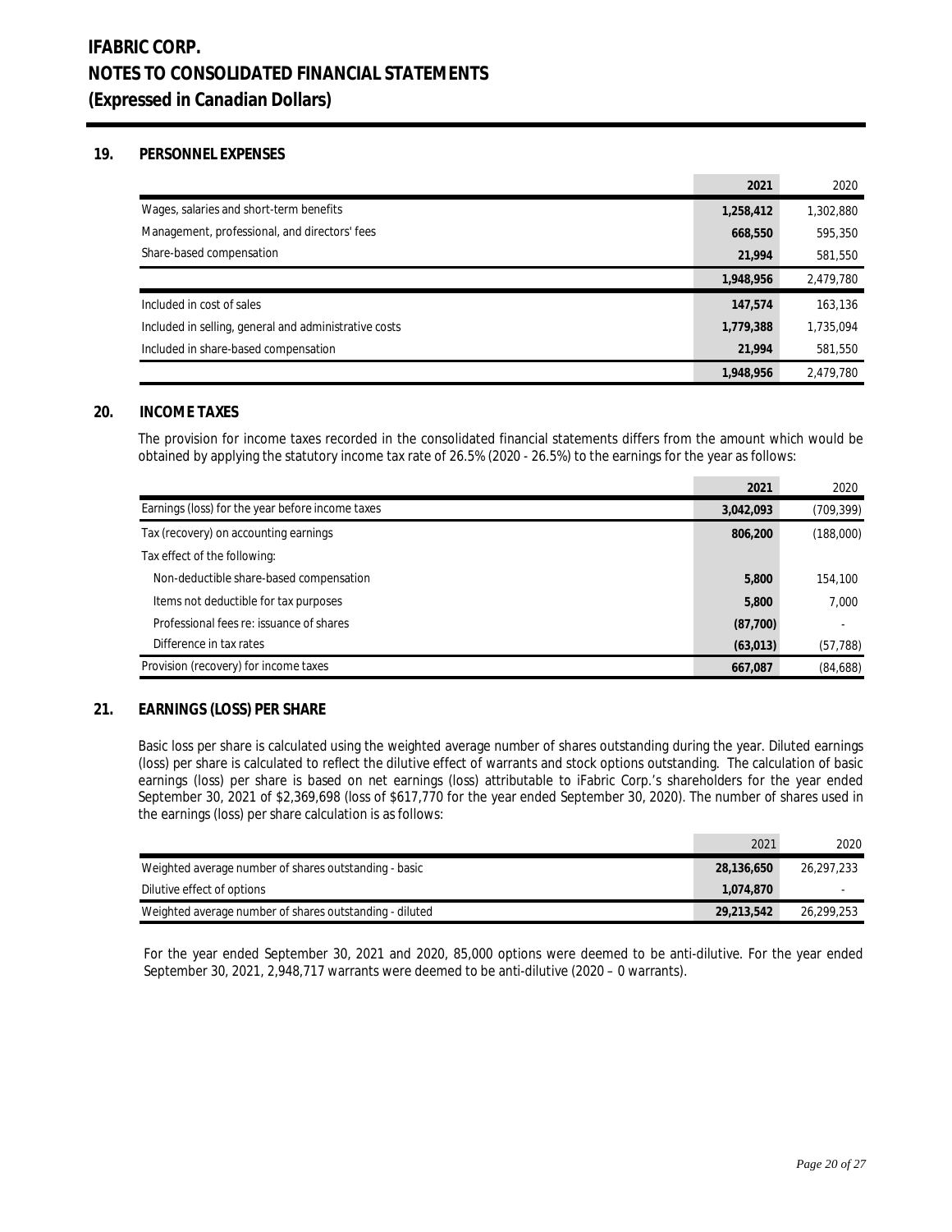# IFABRIC CORP.
# NOTES TO CONSOLIDATED FINANCIAL STATEMENTS
# (Expressed in Canadian Dollars)

## 19. PERSONNEL EXPENSES

| | 2021 | 2020 |
|---|---|---|
| Wages, salaries and short-term benefits | **1,258,412** | 1,302,880 |
| Management, professional, and directors' fees | **668,550** | 595,350 |
| Share-based compensation | **21,994** | 581,550 |
| | **1,948,956** | 2,479,780 |
| Included in cost of sales | **147,574** | 163,136 |
| Included in selling, general and administrative costs | **1,779,388** | 1,735,094 |
| Included in share-based compensation | **21,994** | 581,550 |
| | **1,948,956** | 2,479,780 |

## 20. INCOME TAXES

The provision for income taxes recorded in the consolidated financial statements differs from the amount which would be obtained by applying the statutory income tax rate of 26.5% (2020 - 26.5%) to the earnings for the year as follows:

| | 2021 | 2020 |
|---|---|---|
| Earnings (loss) for the year before income taxes | **3,042,093** | (709,399) |
| Tax (recovery) on accounting earnings | **806,200** | (188,000) |
| Tax effect of the following: | | |
| Non-deductible share-based compensation | **5,800** | 154,100 |
| Items not deductible for tax purposes | **5,800** | 7,000 |
| Professional fees re: issuance of shares | **(87,700)** | - |
| Difference in tax rates | **(63,013)** | (57,788) |
| Provision (recovery) for income taxes | **667,087** | (84,688) |

## 21. EARNINGS (LOSS) PER SHARE

Basic loss per share is calculated using the weighted average number of shares outstanding during the year. Diluted earnings (loss) per share is calculated to reflect the dilutive effect of warrants and stock options outstanding. The calculation of basic earnings (loss) per share is based on net earnings (loss) attributable to iFabric Corp.'s shareholders for the year ended September 30, 2021 of $2,369,698 (loss of $617,770 for the year ended September 30, 2020). The number of shares used in the earnings (loss) per share calculation is as follows:

| | 2021 | 2020 |
|---|---|---|
| Weighted average number of shares outstanding - basic | **28,136,650** | 26,297,233 |
| Dilutive effect of options | **1,074,870** | - |
| Weighted average number of shares outstanding - diluted | **29,213,542** | 26,299,253 |

For the year ended September 30, 2021 and 2020, 85,000 options were deemed to be anti-dilutive. For the year ended September 30, 2021, 2,948,717 warrants were deemed to be anti-dilutive (2020 – 0 warrants).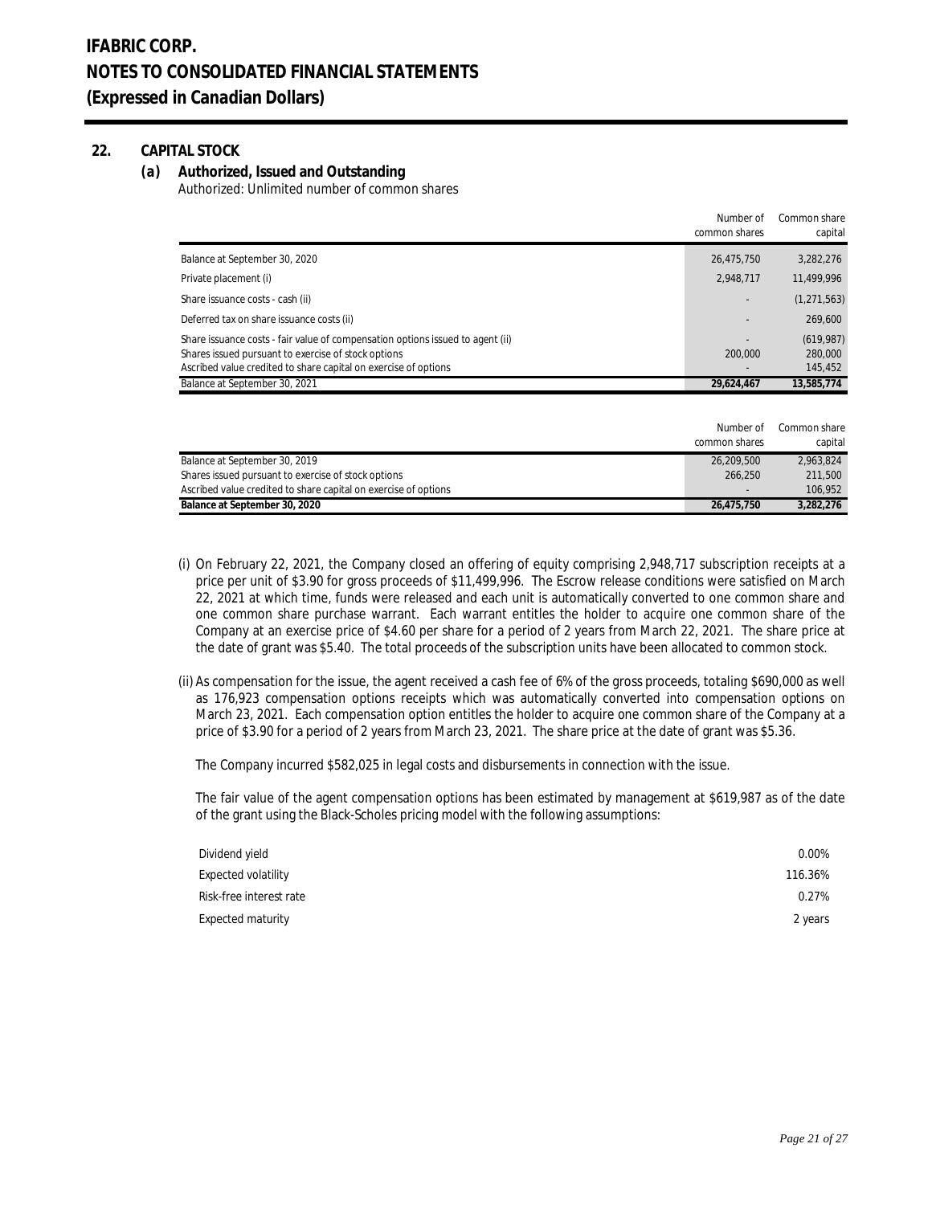# IFABRIC CORP.
# NOTES TO CONSOLIDATED FINANCIAL STATEMENTS
# (Expressed in Canadian Dollars)

## 22. CAPITAL STOCK

### (a) Authorized, Issued and Outstanding

Authorized: Unlimited number of common shares

| | Number of common shares | Common share capital |
|---|---|---|
| Balance at September 30, 2020 | 26,475,750 | 3,282,276 |
| Private placement (i) | 2,948,717 | 11,499,996 |
| Share issuance costs - cash (ii) | - | (1,271,563) |
| Deferred tax on share issuance costs (ii) | - | 269,600 |
| Share issuance costs - fair value of compensation options issued to agent (ii) | - | (619,987) |
| Shares issued pursuant to exercise of stock options | 200,000 | 280,000 |
| Ascribed value credited to share capital on exercise of options | - | 145,452 |
| Balance at September 30, 2021 | 29,624,467 | 13,585,774 |

| | Number of common shares | Common share capital |
|---|---|---|
| Balance at September 30, 2019 | 26,209,500 | 2,963,824 |
| Shares issued pursuant to exercise of stock options | 266,250 | 211,500 |
| Ascribed value credited to share capital on exercise of options | - | 106,952 |
| **Balance at September 30, 2020** | **26,475,750** | **3,282,276** |

(i) On February 22, 2021, the Company closed an offering of equity comprising 2,948,717 subscription receipts at a price per unit of $3.90 for gross proceeds of $11,499,996. The Escrow release conditions were satisfied on March 22, 2021 at which time, funds were released and each unit is automatically converted to one common share and one common share purchase warrant. Each warrant entitles the holder to acquire one common share of the Company at an exercise price of $4.60 per share for a period of 2 years from March 22, 2021. The share price at the date of grant was $5.40. The total proceeds of the subscription units have been allocated to common stock.

(ii) As compensation for the issue, the agent received a cash fee of 6% of the gross proceeds, totaling $690,000 as well as 176,923 compensation options receipts which was automatically converted into compensation options on March 23, 2021. Each compensation option entitles the holder to acquire one common share of the Company at a price of $3.90 for a period of 2 years from March 23, 2021. The share price at the date of grant was $5.36.

The Company incurred $582,025 in legal costs and disbursements in connection with the issue.

The fair value of the agent compensation options has been estimated by management at $619,987 as of the date of the grant using the Black-Scholes pricing model with the following assumptions:

| | |
|---|---|
| Dividend yield | 0.00% |
| Expected volatility | 116.36% |
| Risk-free interest rate | 0.27% |
| Expected maturity | 2 years |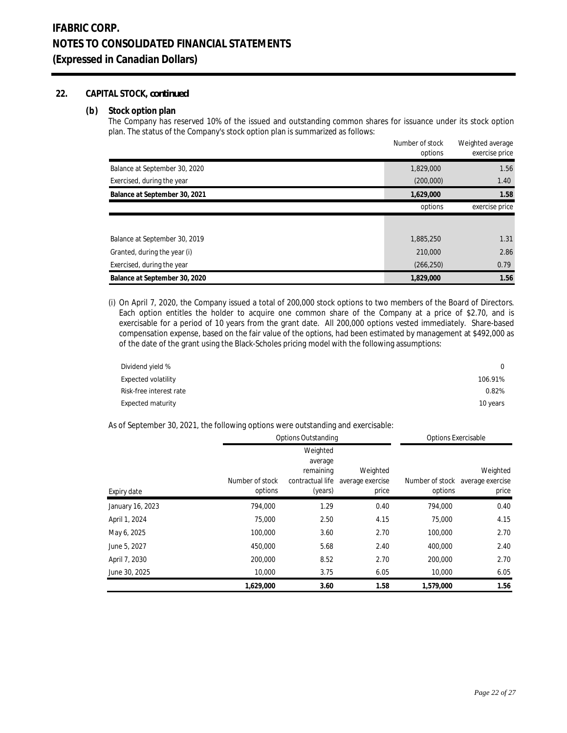# IFABRIC CORP.
# NOTES TO CONSOLIDATED FINANCIAL STATEMENTS
# (Expressed in Canadian Dollars)

## 22. CAPITAL STOCK, *continued*

### (b) Stock option plan

The Company has reserved 10% of the issued and outstanding common shares for issuance under its stock option plan. The status of the Company's stock option plan is summarized as follows:

| | Number of stock options | Weighted average exercise price |
|---|---|---|
| Balance at September 30, 2020 | 1,829,000 | 1.56 |
| Exercised, during the year | (200,000) | 1.40 |
| **Balance at September 30, 2021** | **1,629,000** | **1.58** |

| | options | exercise price |
|---|---|---|
| Balance at September 30, 2019 | 1,885,250 | 1.31 |
| Granted, during the year (i) | 210,000 | 2.86 |
| Exercised, during the year | (266,250) | 0.79 |
| **Balance at September 30, 2020** | **1,829,000** | **1.56** |

(i) On April 7, 2020, the Company issued a total of 200,000 stock options to two members of the Board of Directors. Each option entitles the holder to acquire one common share of the Company at a price of $2.70, and is exercisable for a period of 10 years from the grant date. All 200,000 options vested immediately. Share-based compensation expense, based on the fair value of the options, had been estimated by management at $492,000 as of the date of the grant using the Black-Scholes pricing model with the following assumptions:

| | |
|---|---|
| Dividend yield % | 0 |
| Expected volatility | 106.91% |
| Risk-free interest rate | 0.82% |
| Expected maturity | 10 years |

As of September 30, 2021, the following options were outstanding and exercisable:

| | Options Outstanding | | | Options Exercisable | |
|---|---|---|---|---|---|
| Expiry date | Number of stock options | Weighted average remaining contractual life (years) | Weighted average exercise price | Number of stock options | Weighted average exercise price |
| January 16, 2023 | 794,000 | 1.29 | 0.40 | 794,000 | 0.40 |
| April 1, 2024 | 75,000 | 2.50 | 4.15 | 75,000 | 4.15 |
| May 6, 2025 | 100,000 | 3.60 | 2.70 | 100,000 | 2.70 |
| June 5, 2027 | 450,000 | 5.68 | 2.40 | 400,000 | 2.40 |
| April 7, 2030 | 200,000 | 8.52 | 2.70 | 200,000 | 2.70 |
| June 30, 2025 | 10,000 | 3.75 | 6.05 | 10,000 | 6.05 |
| | **1,629,000** | **3.60** | **1.58** | **1,579,000** | **1.56** |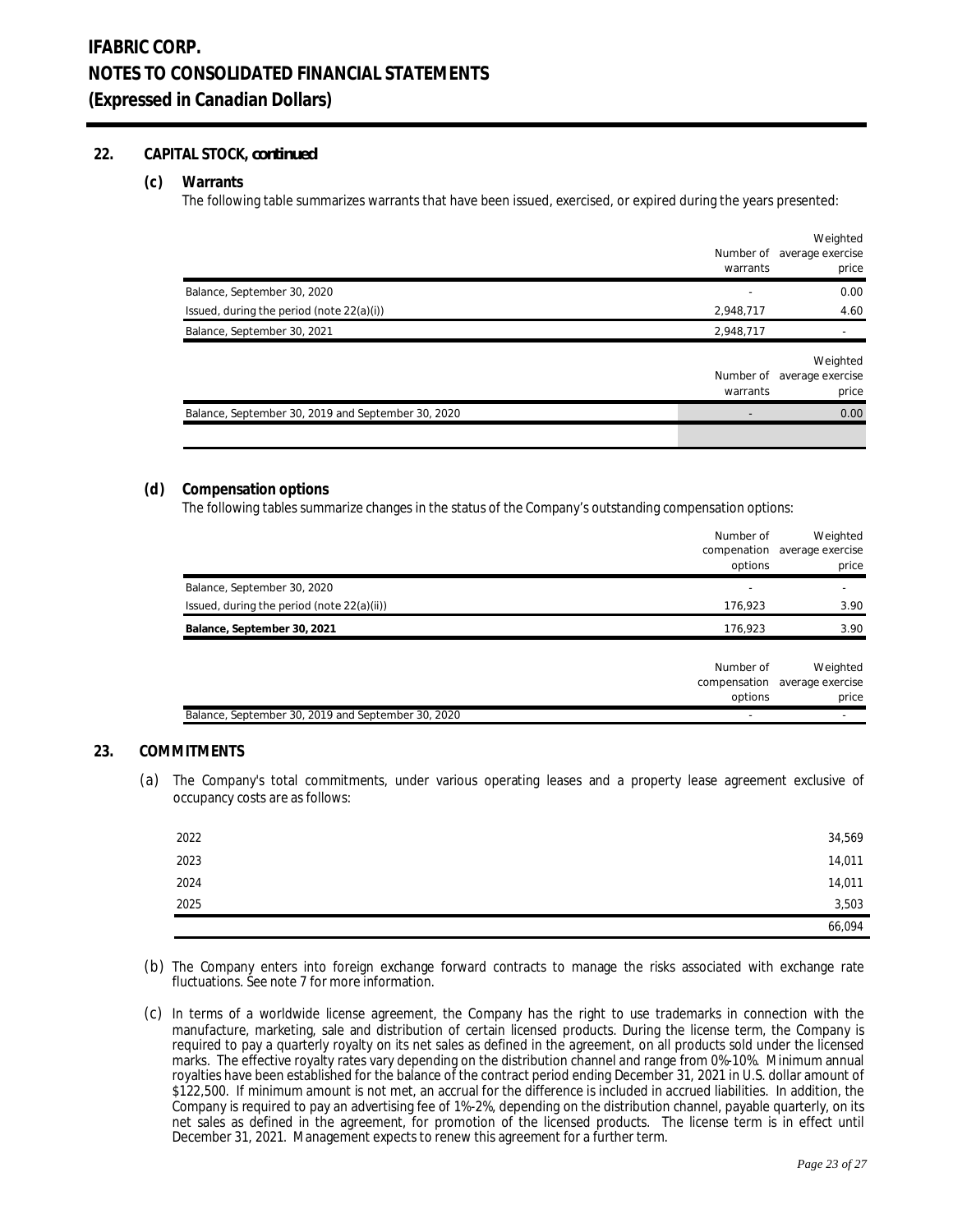# IFABRIC CORP.
# NOTES TO CONSOLIDATED FINANCIAL STATEMENTS
# (Expressed in Canadian Dollars)

## 22. CAPITAL STOCK, *continued*

### (c) Warrants

The following table summarizes warrants that have been issued, exercised, or expired during the years presented:

| | Number of warrants | Weighted average exercise price |
|---|---|---|
| Balance, September 30, 2020 | - | 0.00 |
| Issued, during the period (note 22(a)(i)) | 2,948,717 | 4.60 |
| Balance, September 30, 2021 | 2,948,717 | - |

| | Number of warrants | Weighted average exercise price |
|---|---|---|
| Balance, September 30, 2019 and September 30, 2020 | - | 0.00 |

### (d) Compensation options

The following tables summarize changes in the status of the Company's outstanding compensation options:

| | Number of compenation options | Weighted average exercise price |
|---|---|---|
| Balance, September 30, 2020 | - | - |
| Issued, during the period (note 22(a)(ii)) | 176,923 | 3.90 |
| **Balance, September 30, 2021** | 176,923 | 3.90 |

| | Number of compensation options | Weighted average exercise price |
|---|---|---|
| Balance, September 30, 2019 and September 30, 2020 | - | - |

## 23. COMMITMENTS

(a) The Company's total commitments, under various operating leases and a property lease agreement exclusive of occupancy costs are as follows:

| | |
|---|---|
| 2022 | 34,569 |
| 2023 | 14,011 |
| 2024 | 14,011 |
| 2025 | 3,503 |
| | 66,094 |

(b) The Company enters into foreign exchange forward contracts to manage the risks associated with exchange rate fluctuations. See note 7 for more information.

(c) In terms of a worldwide license agreement, the Company has the right to use trademarks in connection with the manufacture, marketing, sale and distribution of certain licensed products. During the license term, the Company is required to pay a quarterly royalty on its net sales as defined in the agreement, on all products sold under the licensed marks. The effective royalty rates vary depending on the distribution channel and range from 0%-10%. Minimum annual royalties have been established for the balance of the contract period ending December 31, 2021 in U.S. dollar amount of $122,500. If minimum amount is not met, an accrual for the difference is included in accrued liabilities. In addition, the Company is required to pay an advertising fee of 1%-2%, depending on the distribution channel, payable quarterly, on its net sales as defined in the agreement, for promotion of the licensed products. The license term is in effect until December 31, 2021. Management expects to renew this agreement for a further term.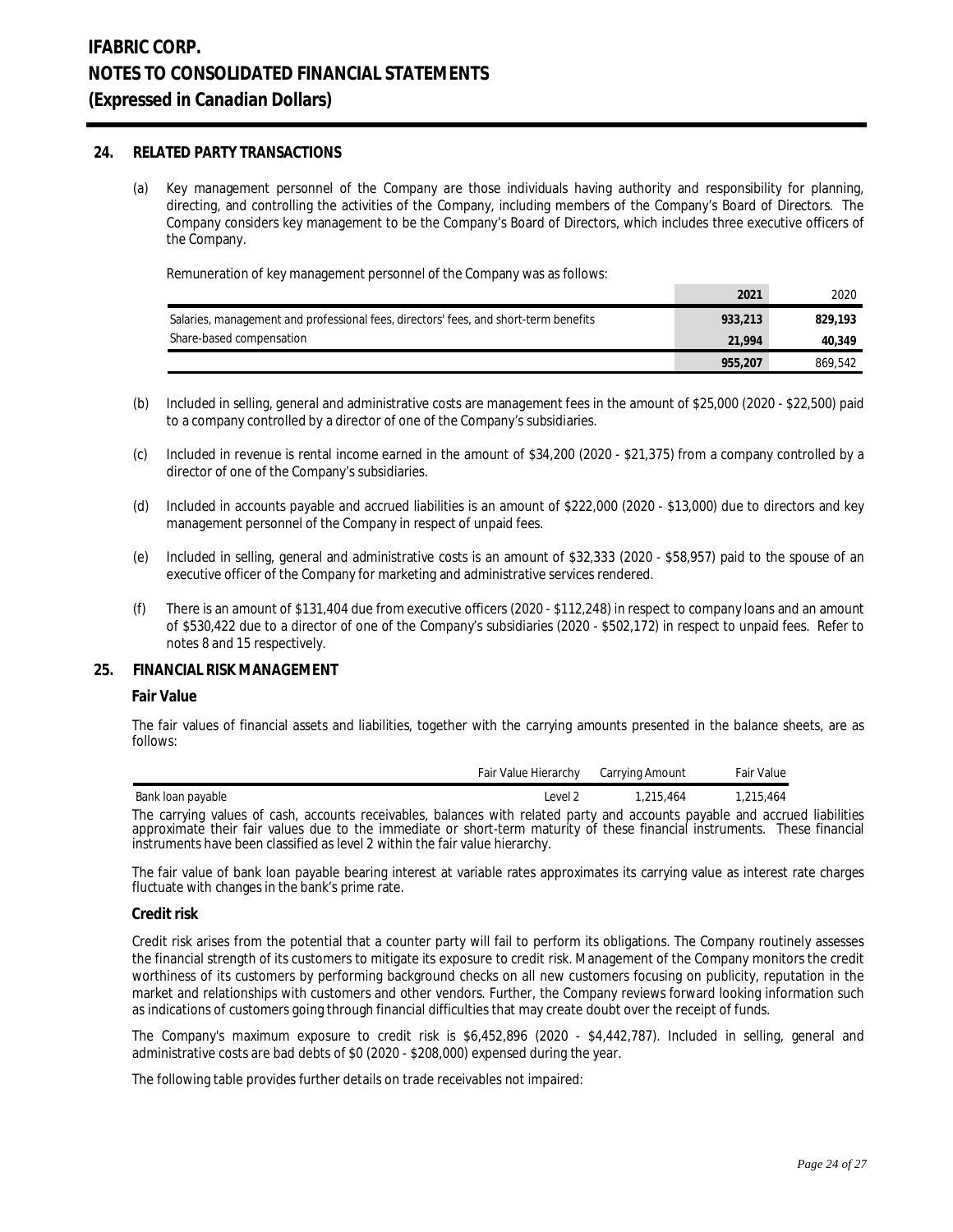## 24. RELATED PARTY TRANSACTIONS

(a) Key management personnel of the Company are those individuals having authority and responsibility for planning, directing, and controlling the activities of the Company, including members of the Company's Board of Directors. The Company considers key management to be the Company's Board of Directors, which includes three executive officers of the Company.

Remuneration of key management personnel of the Company was as follows:

| | 2021 | 2020 |
|---|---|---|
| Salaries, management and professional fees, directors' fees, and short-term benefits | 933,213 | 829,193 |
| Share-based compensation | 21,994 | 40,349 |
| | 955,207 | 869,542 |

(b) Included in selling, general and administrative costs are management fees in the amount of $25,000 (2020 - $22,500) paid to a company controlled by a director of one of the Company's subsidiaries.

(c) Included in revenue is rental income earned in the amount of $34,200 (2020 - $21,375) from a company controlled by a director of one of the Company's subsidiaries.

(d) Included in accounts payable and accrued liabilities is an amount of $222,000 (2020 - $13,000) due to directors and key management personnel of the Company in respect of unpaid fees.

(e) Included in selling, general and administrative costs is an amount of $32,333 (2020 - $58,957) paid to the spouse of an executive officer of the Company for marketing and administrative services rendered.

(f) There is an amount of $131,404 due from executive officers (2020 - $112,248) in respect to company loans and an amount of $530,422 due to a director of one of the Company's subsidiaries (2020 - $502,172) in respect to unpaid fees. Refer to notes 8 and 15 respectively.

## 25. FINANCIAL RISK MANAGEMENT

### Fair Value

The fair values of financial assets and liabilities, together with the carrying amounts presented in the balance sheets, are as follows:

| | Fair Value Hierarchy | Carrying Amount | Fair Value |
|---|---|---|---|
| Bank loan payable | Level 2 | 1,215,464 | 1,215,464 |

The carrying values of cash, accounts receivables, balances with related party and accounts payable and accrued liabilities approximate their fair values due to the immediate or short-term maturity of these financial instruments. These financial instruments have been classified as level 2 within the fair value hierarchy.

The fair value of bank loan payable bearing interest at variable rates approximates its carrying value as interest rate charges fluctuate with changes in the bank's prime rate.

### Credit risk

Credit risk arises from the potential that a counter party will fail to perform its obligations. The Company routinely assesses the financial strength of its customers to mitigate its exposure to credit risk. Management of the Company monitors the credit worthiness of its customers by performing background checks on all new customers focusing on publicity, reputation in the market and relationships with customers and other vendors. Further, the Company reviews forward looking information such as indications of customers going through financial difficulties that may create doubt over the receipt of funds.

The Company's maximum exposure to credit risk is $6,452,896 (2020 - $4,442,787). Included in selling, general and administrative costs are bad debts of $0 (2020 - $208,000) expensed during the year.

The following table provides further details on trade receivables not impaired: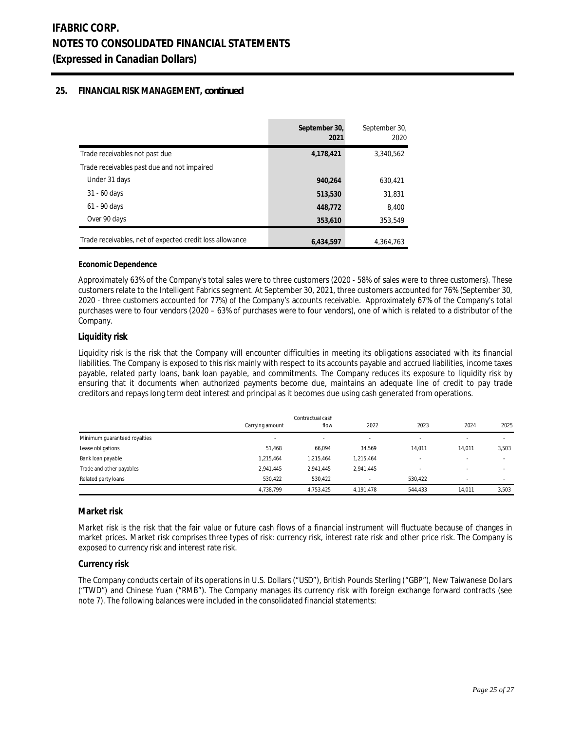## 25. FINANCIAL RISK MANAGEMENT, *continued*

| | September 30, 2021 | September 30, 2020 |
|---|---|---|
| Trade receivables not past due | **4,178,421** | 3,340,562 |
| Trade receivables past due and not impaired | | |
| Under 31 days | **940,264** | 630,421 |
| 31 - 60 days | **513,530** | 31,831 |
| 61 - 90 days | **448,772** | 8,400 |
| Over 90 days | **353,610** | 353,549 |
| Trade receivables, net of expected credit loss allowance | **6,434,597** | 4,364,763 |

**Economic Dependence**

Approximately 63% of the Company's total sales were to three customers (2020 - 58% of sales were to three customers). These customers relate to the Intelligent Fabrics segment. At September 30, 2021, three customers accounted for 76% (September 30, 2020 - three customers accounted for 77%) of the Company's accounts receivable. Approximately 67% of the Company's total purchases were to four vendors (2020 – 63% of purchases were to four vendors), one of which is related to a distributor of the Company.

### Liquidity risk

Liquidity risk is the risk that the Company will encounter difficulties in meeting its obligations associated with its financial liabilities. The Company is exposed to this risk mainly with respect to its accounts payable and accrued liabilities, income taxes payable, related party loans, bank loan payable, and commitments. The Company reduces its exposure to liquidity risk by ensuring that it documents when authorized payments become due, maintains an adequate line of credit to pay trade creditors and repays long term debt interest and principal as it becomes due using cash generated from operations.

| | Carrying amount | Contractual cash flow | 2022 | 2023 | 2024 | 2025 |
|---|---|---|---|---|---|---|
| Minimum guaranteed royalties | - | - | - | - | - | - |
| Lease obligations | 51,468 | 66,094 | 34,569 | 14,011 | 14,011 | 3,503 |
| Bank loan payable | 1,215,464 | 1,215,464 | 1,215,464 | - | - | - |
| Trade and other payables | 2,941,445 | 2,941,445 | 2,941,445 | - | - | - |
| Related party loans | 530,422 | 530,422 | - | 530,422 | - | - |
| | 4,738,799 | 4,753,425 | 4,191,478 | 544,433 | 14,011 | 3,503 |

### Market risk

Market risk is the risk that the fair value or future cash flows of a financial instrument will fluctuate because of changes in market prices. Market risk comprises three types of risk: currency risk, interest rate risk and other price risk. The Company is exposed to currency risk and interest rate risk.

### Currency risk

The Company conducts certain of its operations in U.S. Dollars ("USD"), British Pounds Sterling ("GBP"), New Taiwanese Dollars ("TWD") and Chinese Yuan ("RMB"). The Company manages its currency risk with foreign exchange forward contracts (see note 7). The following balances were included in the consolidated financial statements: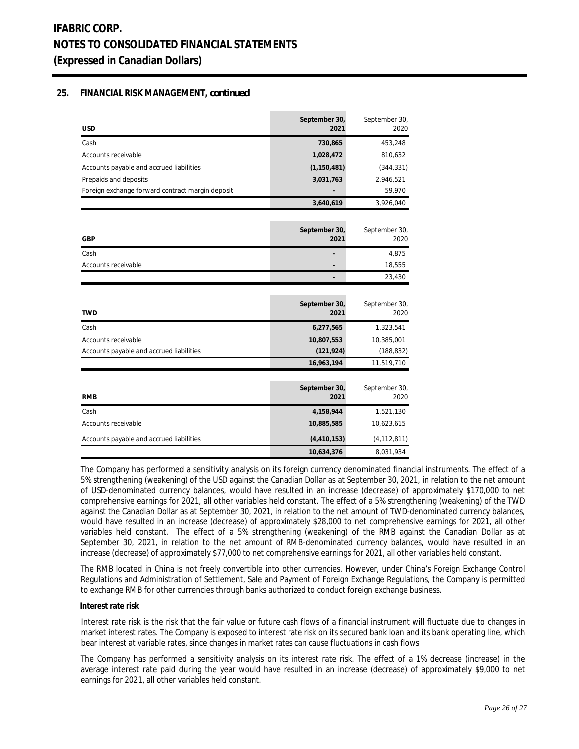## 25. FINANCIAL RISK MANAGEMENT, *continued*

| USD | September 30, 2021 | September 30, 2020 |
|---|---|---|
| Cash | 730,865 | 453,248 |
| Accounts receivable | 1,028,472 | 810,632 |
| Accounts payable and accrued liabilities | (1,150,481) | (344,331) |
| Prepaids and deposits | 3,031,763 | 2,946,521 |
| Foreign exchange forward contract margin deposit | - | 59,970 |
| | 3,640,619 | 3,926,040 |

| GBP | September 30, 2021 | September 30, 2020 |
|---|---|---|
| Cash | - | 4,875 |
| Accounts receivable | - | 18,555 |
| | - | 23,430 |

| TWD | September 30, 2021 | September 30, 2020 |
|---|---|---|
| Cash | 6,277,565 | 1,323,541 |
| Accounts receivable | 10,807,553 | 10,385,001 |
| Accounts payable and accrued liabilities | (121,924) | (188,832) |
| | 16,963,194 | 11,519,710 |

| RMB | September 30, 2021 | September 30, 2020 |
|---|---|---|
| Cash | 4,158,944 | 1,521,130 |
| Accounts receivable | 10,885,585 | 10,623,615 |
| Accounts payable and accrued liabilities | (4,410,153) | (4,112,811) |
| | 10,634,376 | 8,031,934 |

The Company has performed a sensitivity analysis on its foreign currency denominated financial instruments. The effect of a 5% strengthening (weakening) of the USD against the Canadian Dollar as at September 30, 2021, in relation to the net amount of USD-denominated currency balances, would have resulted in an increase (decrease) of approximately $170,000 to net comprehensive earnings for 2021, all other variables held constant. The effect of a 5% strengthening (weakening) of the TWD against the Canadian Dollar as at September 30, 2021, in relation to the net amount of TWD-denominated currency balances, would have resulted in an increase (decrease) of approximately $28,000 to net comprehensive earnings for 2021, all other variables held constant. The effect of a 5% strengthening (weakening) of the RMB against the Canadian Dollar as at September 30, 2021, in relation to the net amount of RMB-denominated currency balances, would have resulted in an increase (decrease) of approximately $77,000 to net comprehensive earnings for 2021, all other variables held constant.

The RMB located in China is not freely convertible into other currencies. However, under China's Foreign Exchange Control Regulations and Administration of Settlement, Sale and Payment of Foreign Exchange Regulations, the Company is permitted to exchange RMB for other currencies through banks authorized to conduct foreign exchange business.

**Interest rate risk**

Interest rate risk is the risk that the fair value or future cash flows of a financial instrument will fluctuate due to changes in market interest rates. The Company is exposed to interest rate risk on its secured bank loan and its bank operating line, which bear interest at variable rates, since changes in market rates can cause fluctuations in cash flows

The Company has performed a sensitivity analysis on its interest rate risk. The effect of a 1% decrease (increase) in the average interest rate paid during the year would have resulted in an increase (decrease) of approximately $9,000 to net earnings for 2021, all other variables held constant.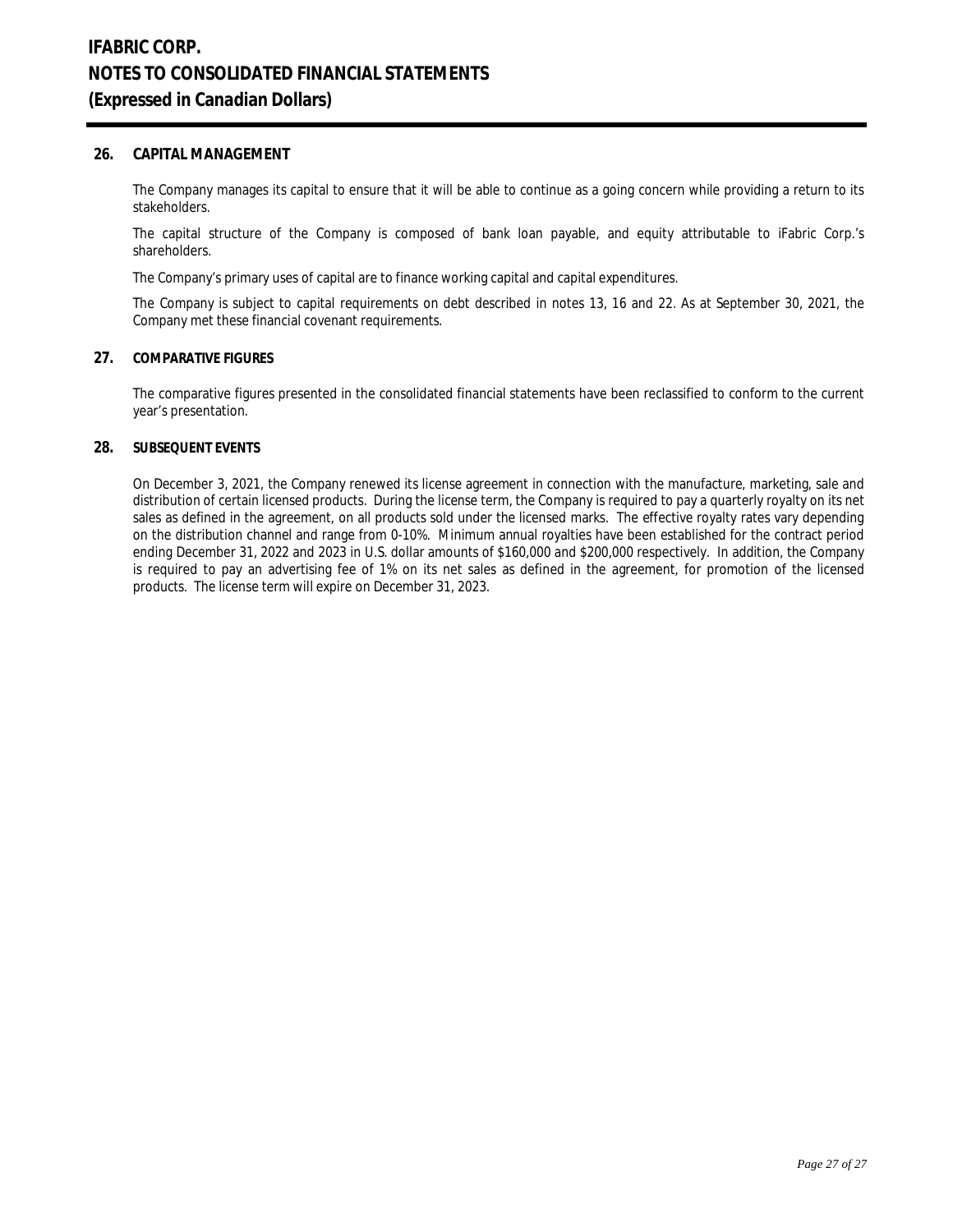## 26. CAPITAL MANAGEMENT

The Company manages its capital to ensure that it will be able to continue as a going concern while providing a return to its stakeholders.

The capital structure of the Company is composed of bank loan payable, and equity attributable to iFabric Corp.'s shareholders.

The Company's primary uses of capital are to finance working capital and capital expenditures.

The Company is subject to capital requirements on debt described in notes 13, 16 and 22. As at September 30, 2021, the Company met these financial covenant requirements.

## 27. COMPARATIVE FIGURES

The comparative figures presented in the consolidated financial statements have been reclassified to conform to the current year's presentation.

## 28. SUBSEQUENT EVENTS

On December 3, 2021, the Company renewed its license agreement in connection with the manufacture, marketing, sale and distribution of certain licensed products. During the license term, the Company is required to pay a quarterly royalty on its net sales as defined in the agreement, on all products sold under the licensed marks. The effective royalty rates vary depending on the distribution channel and range from 0-10%. Minimum annual royalties have been established for the contract period ending December 31, 2022 and 2023 in U.S. dollar amounts of $160,000 and $200,000 respectively. In addition, the Company is required to pay an advertising fee of 1% on its net sales as defined in the agreement, for promotion of the licensed products. The license term will expire on December 31, 2023.